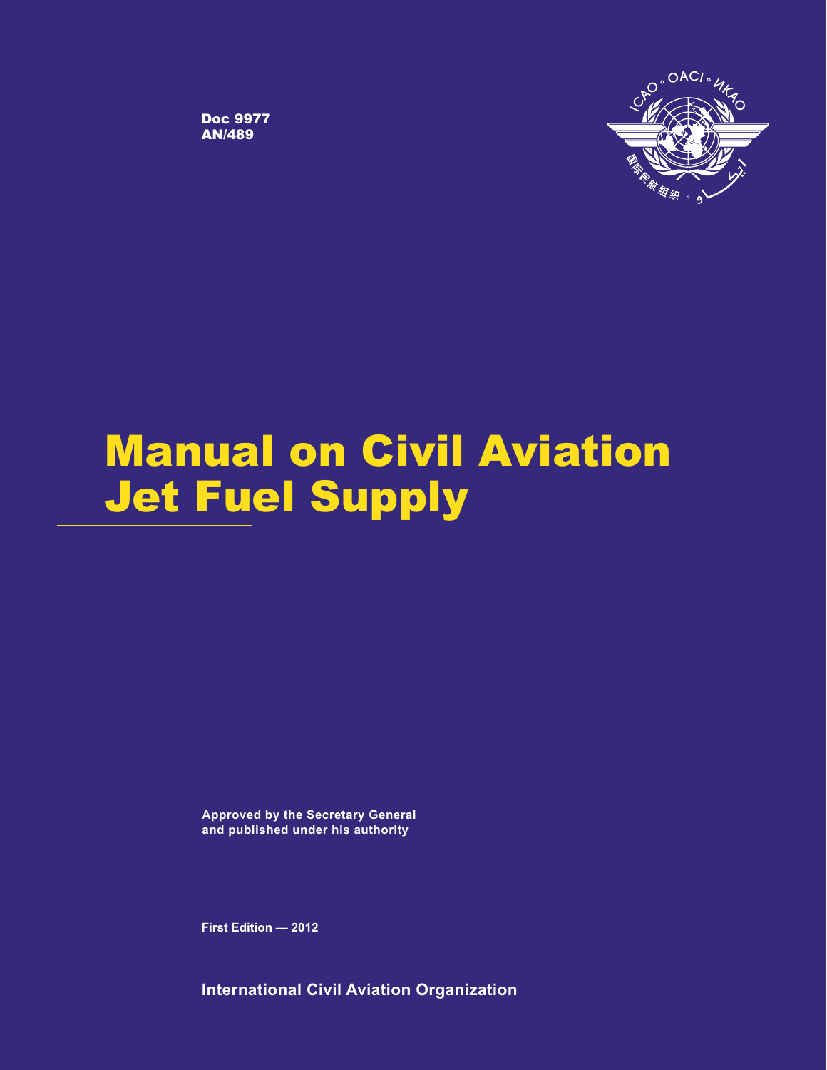Doc 9977
AN/489

# Manual on Civil Aviation Jet Fuel Supply

**Approved by the Secretary General and published under his authority**

**First Edition — 2012**

**International Civil Aviation Organization**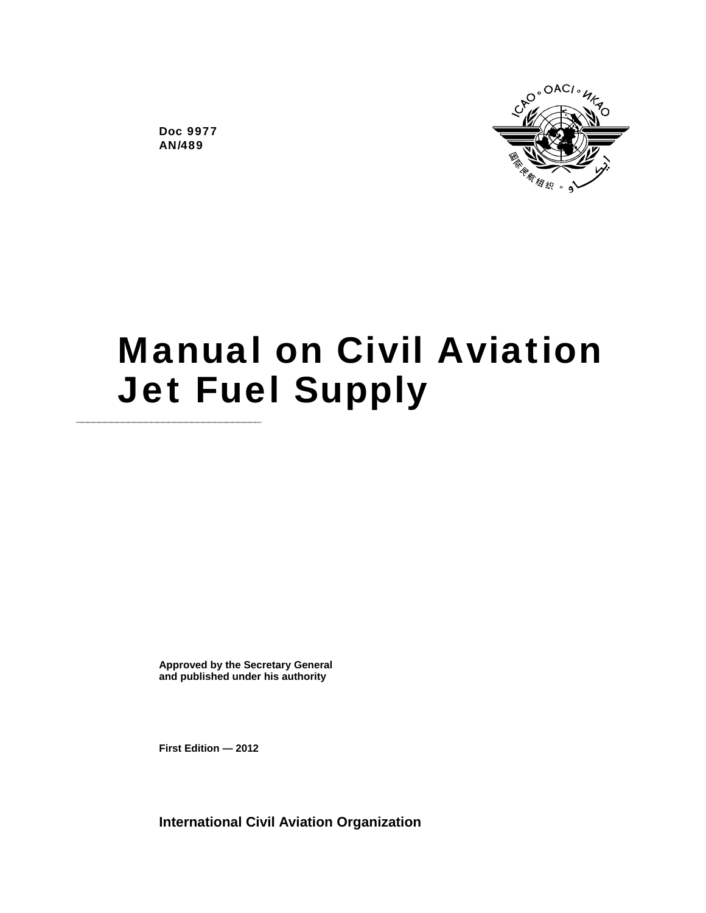Doc 9977
AN/489

# Manual on Civil Aviation Jet Fuel Supply

Approved by the Secretary General
and published under his authority

First Edition — 2012

**International Civil Aviation Organization**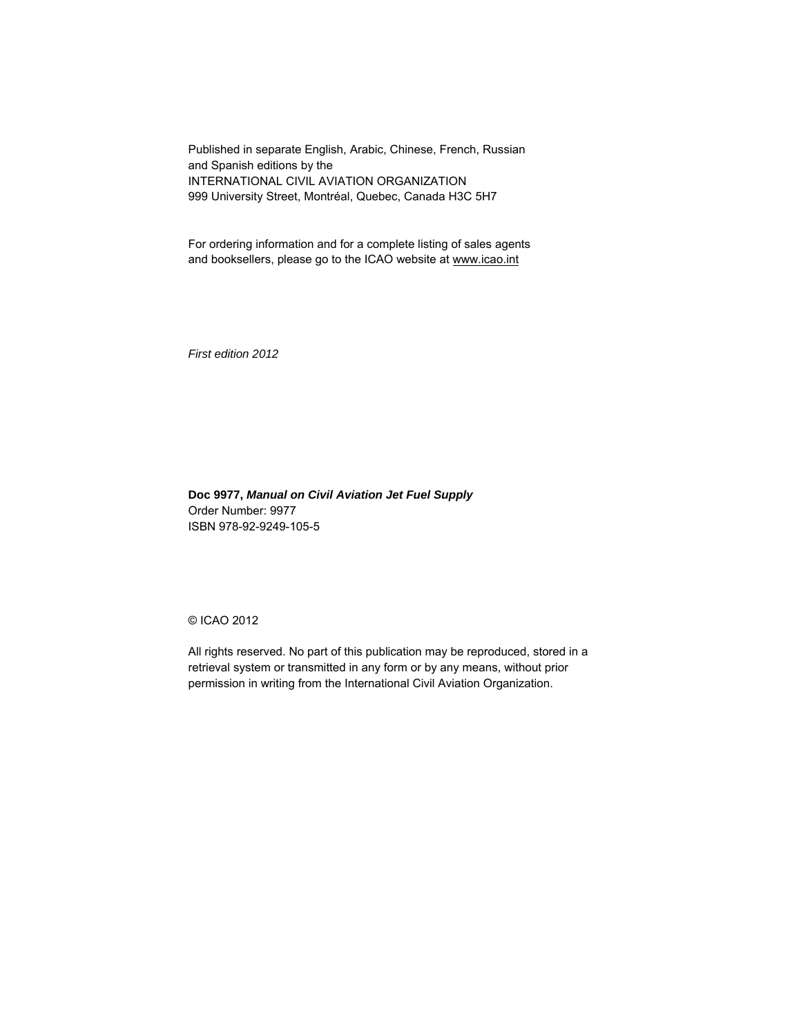Published in separate English, Arabic, Chinese, French, Russian and Spanish editions by the
INTERNATIONAL CIVIL AVIATION ORGANIZATION
999 University Street, Montréal, Quebec, Canada H3C 5H7

For ordering information and for a complete listing of sales agents and booksellers, please go to the ICAO website at www.icao.int

*First edition 2012*

**Doc 9977, *Manual on Civil Aviation Jet Fuel Supply***
Order Number: 9977
ISBN 978-92-9249-105-5

© ICAO 2012

All rights reserved. No part of this publication may be reproduced, stored in a retrieval system or transmitted in any form or by any means, without prior permission in writing from the International Civil Aviation Organization.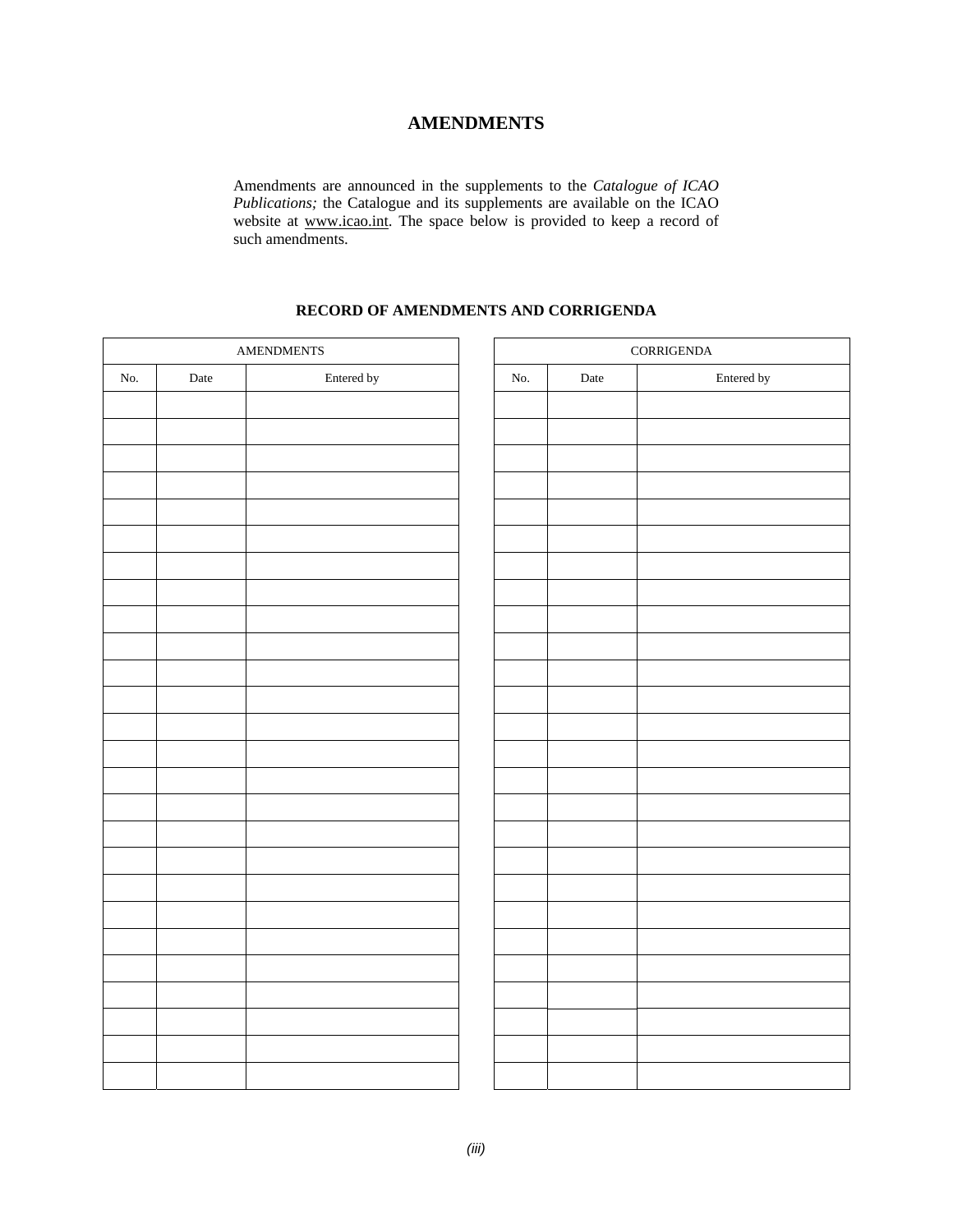# AMENDMENTS

Amendments are announced in the supplements to the *Catalogue of ICAO Publications;* the Catalogue and its supplements are available on the ICAO website at www.icao.int. The space below is provided to keep a record of such amendments.

## RECORD OF AMENDMENTS AND CORRIGENDA

| AMENDMENTS | | |
|---|---|---|
| No. | Date | Entered by |
| | | |
| | | |
| | | |
| | | |
| | | |
| | | |
| | | |
| | | |
| | | |
| | | |
| | | |
| | | |
| | | |
| | | |
| | | |
| | | |
| | | |
| | | |
| | | |
| | | |
| | | |
| | | |
| | | |
| | | |
| | | |
| | | |

| CORRIGENDA | | |
|---|---|---|
| No. | Date | Entered by |
| | | |
| | | |
| | | |
| | | |
| | | |
| | | |
| | | |
| | | |
| | | |
| | | |
| | | |
| | | |
| | | |
| | | |
| | | |
| | | |
| | | |
| | | |
| | | |
| | | |
| | | |
| | | |
| | | |
| | | |
| | | |
| | | |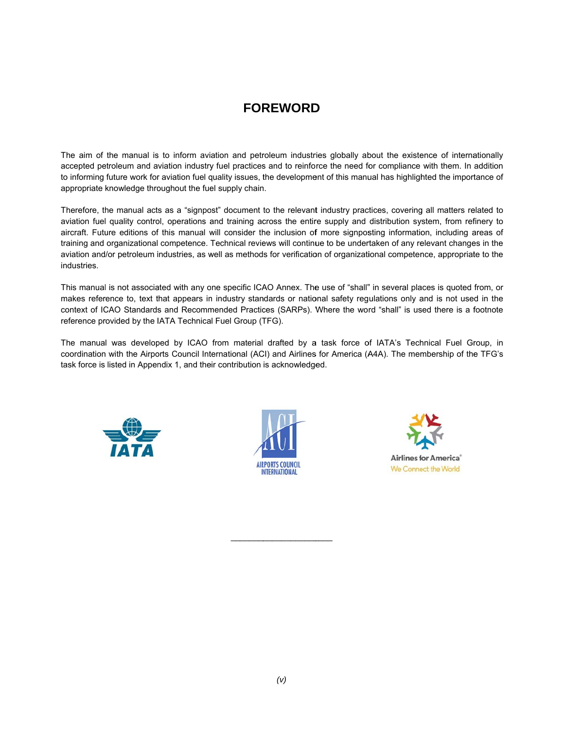# FOREWORD

The aim of the manual is to inform aviation and petroleum industries globally about the existence of internationally accepted petroleum and aviation industry fuel practices and to reinforce the need for compliance with them. In addition to informing future work for aviation fuel quality issues, the development of this manual has highlighted the importance of appropriate knowledge throughout the fuel supply chain.

Therefore, the manual acts as a "signpost" document to the relevant industry practices, covering all matters related to aviation fuel quality control, operations and training across the entire supply and distribution system, from refinery to aircraft. Future editions of this manual will consider the inclusion of more signposting information, including areas of training and organizational competence. Technical reviews will continue to be undertaken of any relevant changes in the aviation and/or petroleum industries, as well as methods for verification of organizational competence, appropriate to the industries.

This manual is not associated with any one specific ICAO Annex. The use of "shall" in several places is quoted from, or makes reference to, text that appears in industry standards or national safety regulations only and is not used in the context of ICAO Standards and Recommended Practices (SARPs). Where the word "shall" is used there is a footnote reference provided by the IATA Technical Fuel Group (TFG).

The manual was developed by ICAO from material drafted by a task force of IATA's Technical Fuel Group, in coordination with the Airports Council International (ACI) and Airlines for America (A4A). The membership of the TFG's task force is listed in Appendix 1, and their contribution is acknowledged.

IATA

ACI AIRPORTS COUNCIL INTERNATIONAL

Airlines for America®
We Connect the World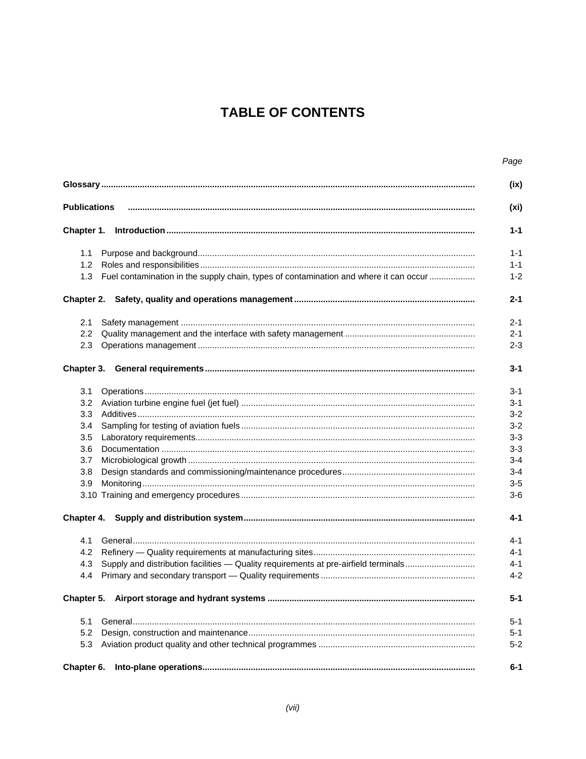# TABLE OF CONTENTS

| | Page |
|---|---|
| **Glossary** | **(ix)** |
| **Publications** | **(xi)** |
| **Chapter 1. Introduction** | **1-1** |
| 1.1 Purpose and background | 1-1 |
| 1.2 Roles and responsibilities | 1-1 |
| 1.3 Fuel contamination in the supply chain, types of contamination and where it can occur | 1-2 |
| **Chapter 2. Safety, quality and operations management** | **2-1** |
| 2.1 Safety management | 2-1 |
| 2.2 Quality management and the interface with safety management | 2-1 |
| 2.3 Operations management | 2-3 |
| **Chapter 3. General requirements** | **3-1** |
| 3.1 Operations | 3-1 |
| 3.2 Aviation turbine engine fuel (jet fuel) | 3-1 |
| 3.3 Additives | 3-2 |
| 3.4 Sampling for testing of aviation fuels | 3-2 |
| 3.5 Laboratory requirements | 3-3 |
| 3.6 Documentation | 3-3 |
| 3.7 Microbiological growth | 3-4 |
| 3.8 Design standards and commissioning/maintenance procedures | 3-4 |
| 3.9 Monitoring | 3-5 |
| 3.10 Training and emergency procedures | 3-6 |
| **Chapter 4. Supply and distribution system** | **4-1** |
| 4.1 General | 4-1 |
| 4.2 Refinery — Quality requirements at manufacturing sites | 4-1 |
| 4.3 Supply and distribution facilities — Quality requirements at pre-airfield terminals | 4-1 |
| 4.4 Primary and secondary transport — Quality requirements | 4-2 |
| **Chapter 5. Airport storage and hydrant systems** | **5-1** |
| 5.1 General | 5-1 |
| 5.2 Design, construction and maintenance | 5-1 |
| 5.3 Aviation product quality and other technical programmes | 5-2 |
| **Chapter 6. Into-plane operations** | **6-1** |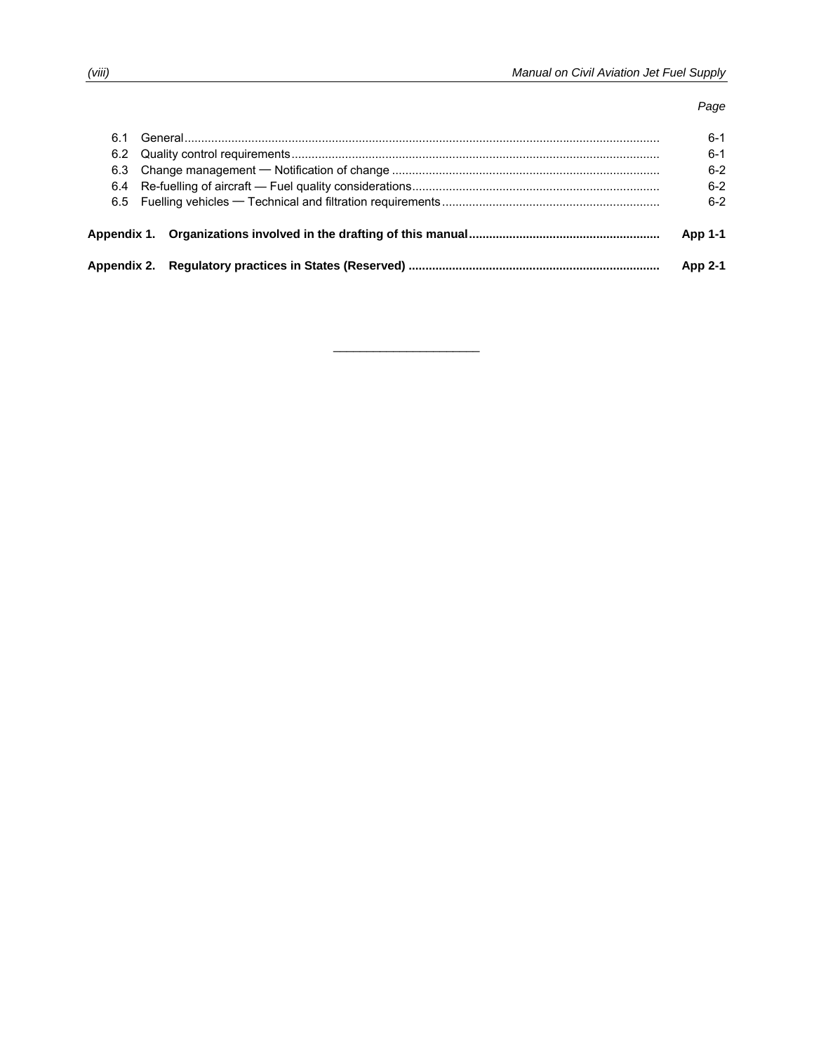*Page*

| | | |
|---|---|---|
| 6.1 | General | 6-1 |
| 6.2 | Quality control requirements | 6-1 |
| 6.3 | Change management — Notification of change | 6-2 |
| 6.4 | Re-fuelling of aircraft — Fuel quality considerations | 6-2 |
| 6.5 | Fuelling vehicles — Technical and filtration requirements | 6-2 |

**Appendix 1. Organizations involved in the drafting of this manual** ........ **App 1-1**

**Appendix 2. Regulatory practices in States (Reserved)** ........ **App 2-1**

______________________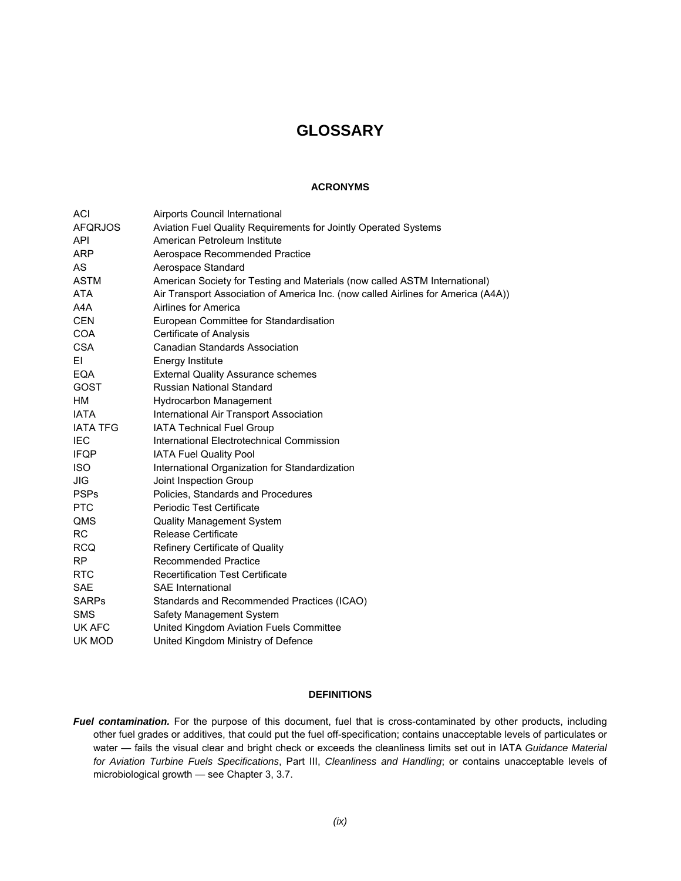# GLOSSARY

## ACRONYMS

| | |
|---|---|
| ACI | Airports Council International |
| AFQRJOS | Aviation Fuel Quality Requirements for Jointly Operated Systems |
| API | American Petroleum Institute |
| ARP | Aerospace Recommended Practice |
| AS | Aerospace Standard |
| ASTM | American Society for Testing and Materials (now called ASTM International) |
| ATA | Air Transport Association of America Inc. (now called Airlines for America (A4A)) |
| A4A | Airlines for America |
| CEN | European Committee for Standardisation |
| COA | Certificate of Analysis |
| CSA | Canadian Standards Association |
| EI | Energy Institute |
| EQA | External Quality Assurance schemes |
| GOST | Russian National Standard |
| HM | Hydrocarbon Management |
| IATA | International Air Transport Association |
| IATA TFG | IATA Technical Fuel Group |
| IEC | International Electrotechnical Commission |
| IFQP | IATA Fuel Quality Pool |
| ISO | International Organization for Standardization |
| JIG | Joint Inspection Group |
| PSPs | Policies, Standards and Procedures |
| PTC | Periodic Test Certificate |
| QMS | Quality Management System |
| RC | Release Certificate |
| RCQ | Refinery Certificate of Quality |
| RP | Recommended Practice |
| RTC | Recertification Test Certificate |
| SAE | SAE International |
| SARPs | Standards and Recommended Practices (ICAO) |
| SMS | Safety Management System |
| UK AFC | United Kingdom Aviation Fuels Committee |
| UK MOD | United Kingdom Ministry of Defence |

## DEFINITIONS

***Fuel contamination.*** For the purpose of this document, fuel that is cross-contaminated by other products, including other fuel grades or additives, that could put the fuel off-specification; contains unacceptable levels of particulates or water — fails the visual clear and bright check or exceeds the cleanliness limits set out in IATA *Guidance Material for Aviation Turbine Fuels Specifications*, Part III, *Cleanliness and Handling*; or contains unacceptable levels of microbiological growth — see Chapter 3, 3.7.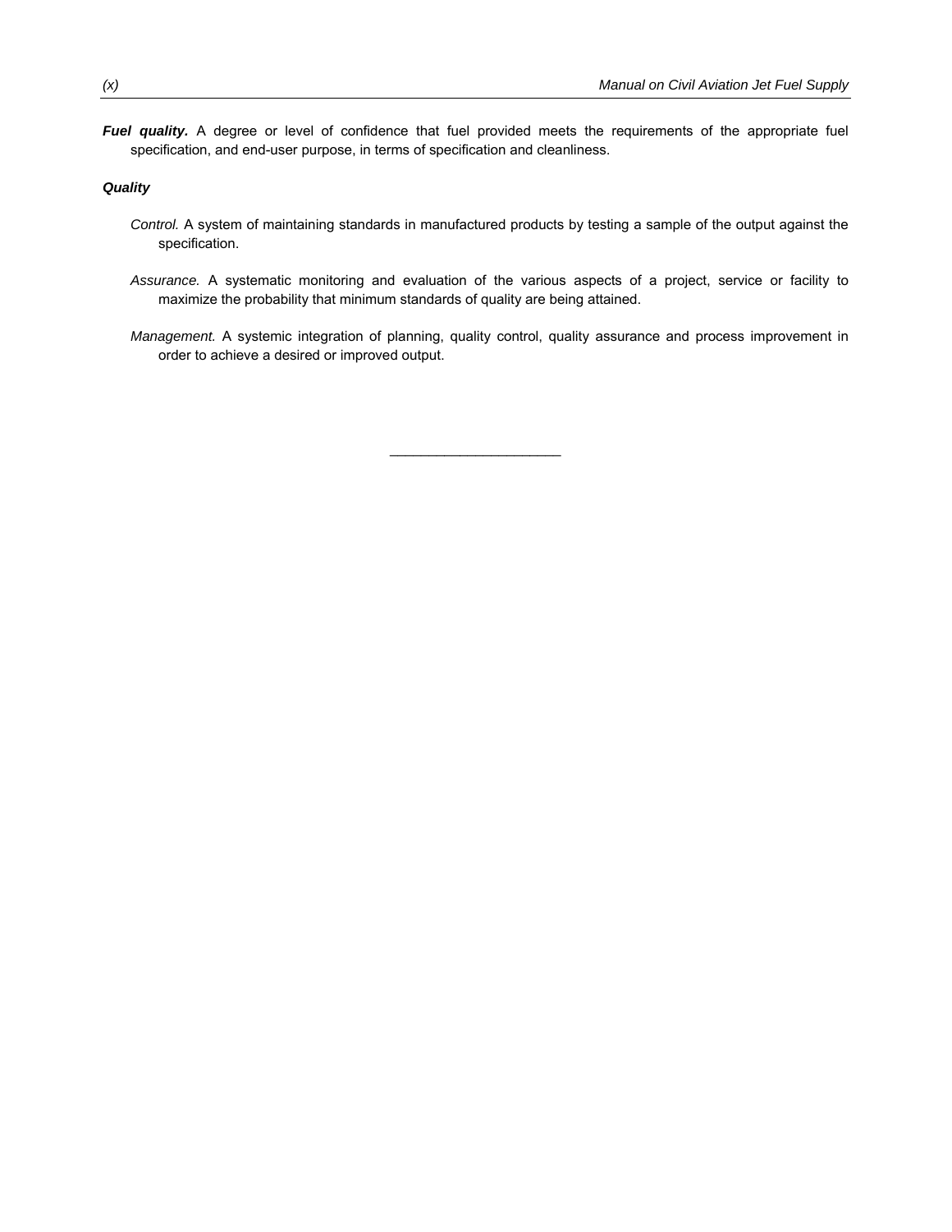***Fuel quality.*** A degree or level of confidence that fuel provided meets the requirements of the appropriate fuel specification, and end-user purpose, in terms of specification and cleanliness.

***Quality***

*Control.* A system of maintaining standards in manufactured products by testing a sample of the output against the specification.

*Assurance.* A systematic monitoring and evaluation of the various aspects of a project, service or facility to maximize the probability that minimum standards of quality are being attained.

*Management.* A systemic integration of planning, quality control, quality assurance and process improvement in order to achieve a desired or improved output.

______________________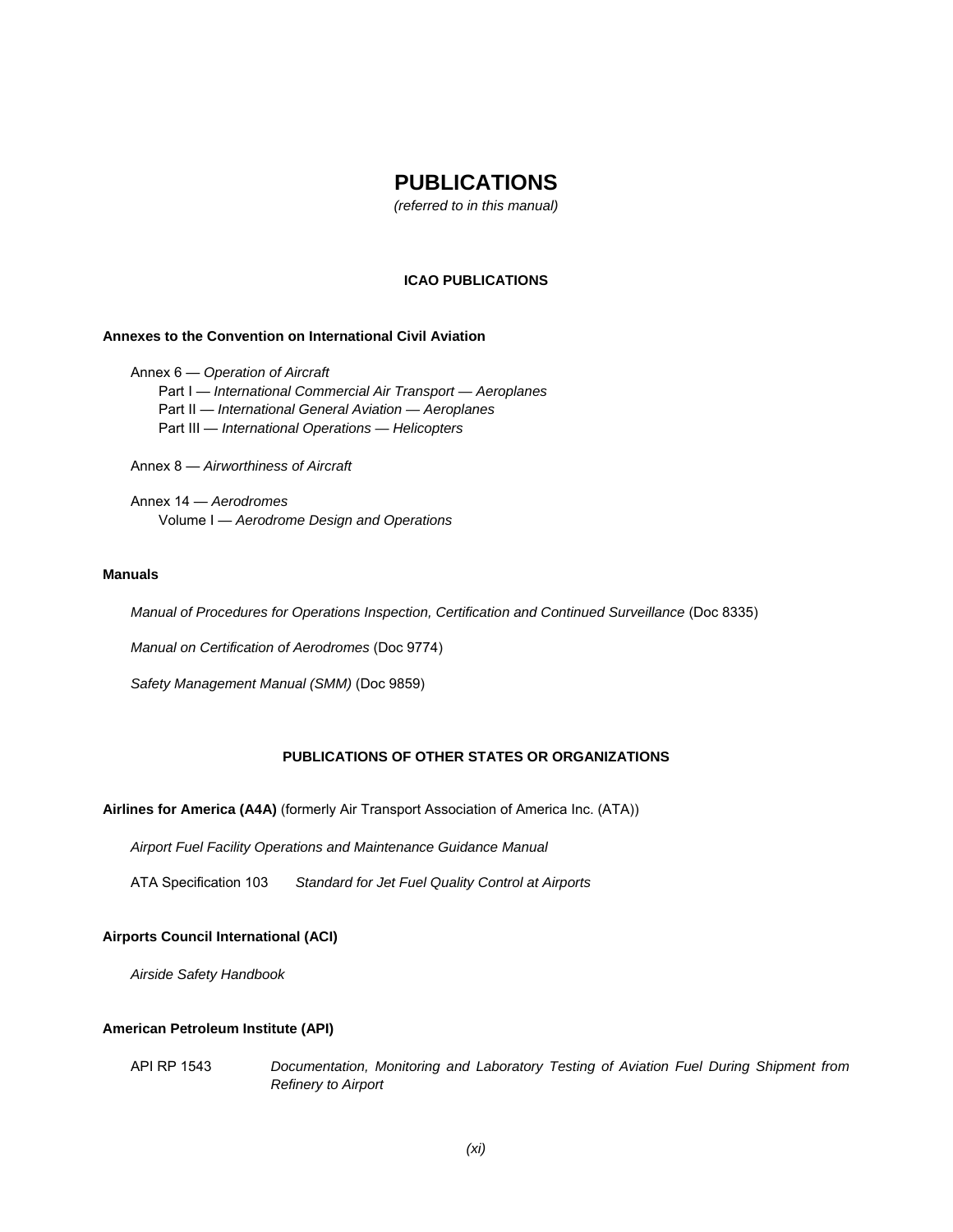# PUBLICATIONS

*(referred to in this manual)*

## ICAO PUBLICATIONS

**Annexes to the Convention on International Civil Aviation**

Annex 6 — *Operation of Aircraft*
- Part I — *International Commercial Air Transport — Aeroplanes*
- Part II — *International General Aviation — Aeroplanes*
- Part III — *International Operations — Helicopters*

Annex 8 — *Airworthiness of Aircraft*

Annex 14 — *Aerodromes*
- Volume I — *Aerodrome Design and Operations*

**Manuals**

*Manual of Procedures for Operations Inspection, Certification and Continued Surveillance* (Doc 8335)

*Manual on Certification of Aerodromes* (Doc 9774)

*Safety Management Manual (SMM)* (Doc 9859)

## PUBLICATIONS OF OTHER STATES OR ORGANIZATIONS

**Airlines for America (A4A)** (formerly Air Transport Association of America Inc. (ATA))

*Airport Fuel Facility Operations and Maintenance Guidance Manual*

ATA Specification 103 *Standard for Jet Fuel Quality Control at Airports*

**Airports Council International (ACI)**

*Airside Safety Handbook*

**American Petroleum Institute (API)**

API RP 1543 *Documentation, Monitoring and Laboratory Testing of Aviation Fuel During Shipment from Refinery to Airport*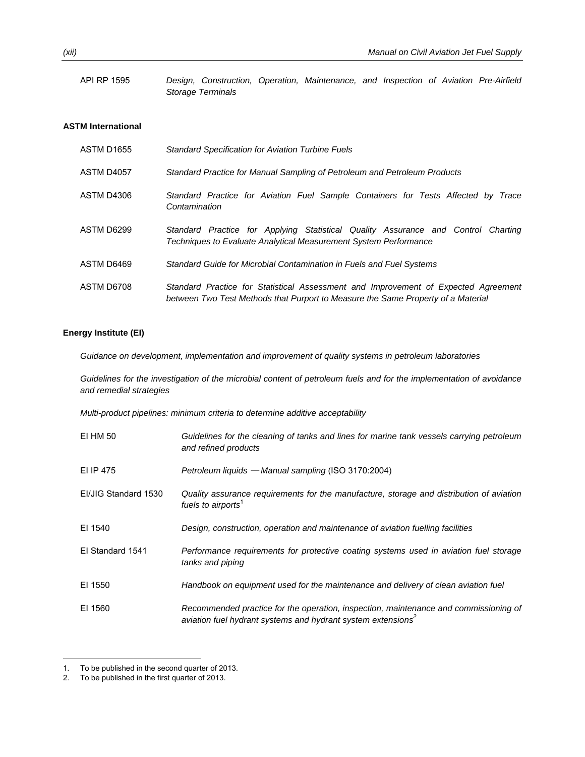| | |
|---|---|
| API RP 1595 | *Design, Construction, Operation, Maintenance, and Inspection of Aviation Pre-Airfield Storage Terminals* |

**ASTM International**

| | |
|---|---|
| ASTM D1655 | *Standard Specification for Aviation Turbine Fuels* |
| ASTM D4057 | *Standard Practice for Manual Sampling of Petroleum and Petroleum Products* |
| ASTM D4306 | *Standard Practice for Aviation Fuel Sample Containers for Tests Affected by Trace Contamination* |
| ASTM D6299 | *Standard Practice for Applying Statistical Quality Assurance and Control Charting Techniques to Evaluate Analytical Measurement System Performance* |
| ASTM D6469 | *Standard Guide for Microbial Contamination in Fuels and Fuel Systems* |
| ASTM D6708 | *Standard Practice for Statistical Assessment and Improvement of Expected Agreement between Two Test Methods that Purport to Measure the Same Property of a Material* |

**Energy Institute (EI)**

*Guidance on development, implementation and improvement of quality systems in petroleum laboratories*

*Guidelines for the investigation of the microbial content of petroleum fuels and for the implementation of avoidance and remedial strategies*

*Multi-product pipelines: minimum criteria to determine additive acceptability*

| | |
|---|---|
| EI HM 50 | *Guidelines for the cleaning of tanks and lines for marine tank vessels carrying petroleum and refined products* |
| EI IP 475 | *Petroleum liquids — Manual sampling* (ISO 3170:2004) |
| EI/JIG Standard 1530 | *Quality assurance requirements for the manufacture, storage and distribution of aviation fuels to airports*[1] |
| EI 1540 | *Design, construction, operation and maintenance of aviation fuelling facilities* |
| EI Standard 1541 | *Performance requirements for protective coating systems used in aviation fuel storage tanks and piping* |
| EI 1550 | *Handbook on equipment used for the maintenance and delivery of clean aviation fuel* |
| EI 1560 | *Recommended practice for the operation, inspection, maintenance and commissioning of aviation fuel hydrant systems and hydrant system extensions*[2] |

1. To be published in the second quarter of 2013.
2. To be published in the first quarter of 2013.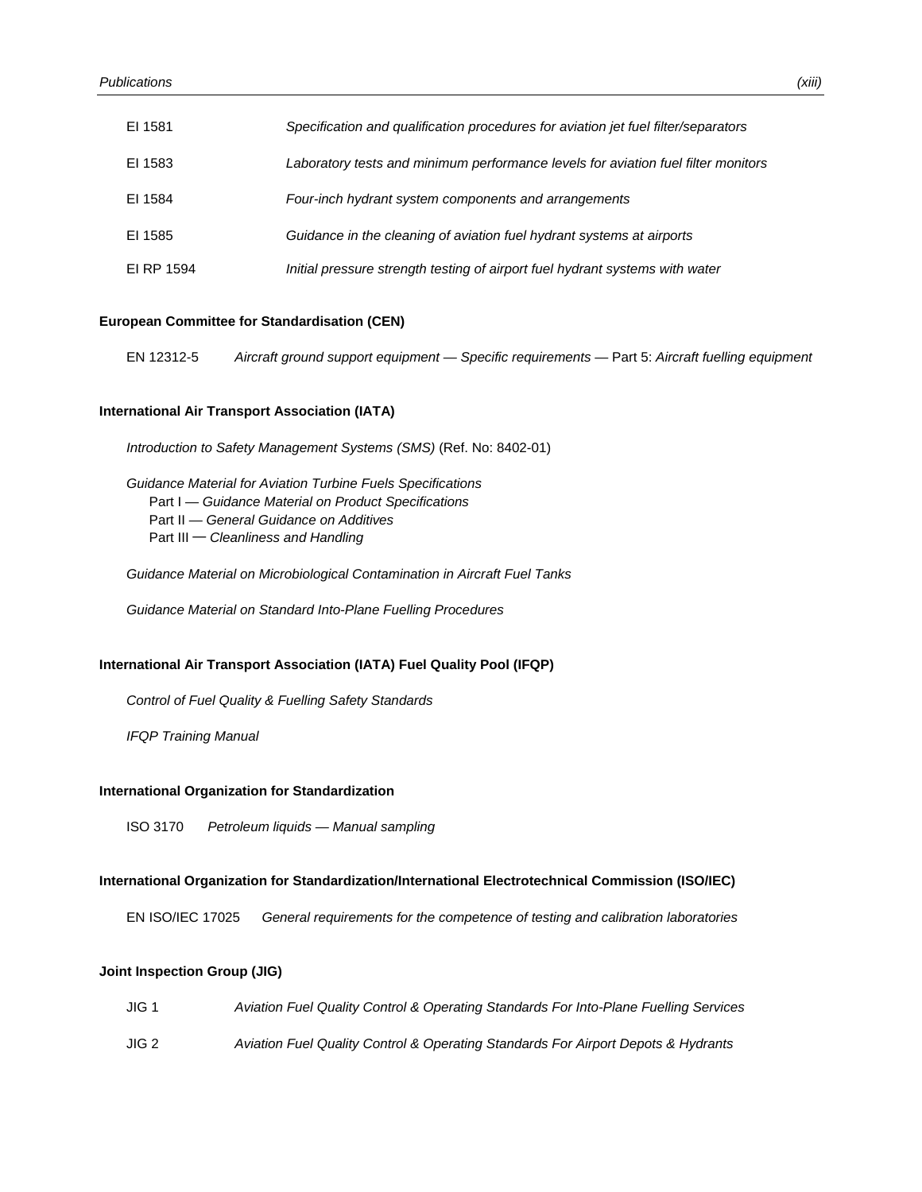| | |
|---|---|
| EI 1581 | *Specification and qualification procedures for aviation jet fuel filter/separators* |
| EI 1583 | *Laboratory tests and minimum performance levels for aviation fuel filter monitors* |
| EI 1584 | *Four-inch hydrant system components and arrangements* |
| EI 1585 | *Guidance in the cleaning of aviation fuel hydrant systems at airports* |
| EI RP 1594 | *Initial pressure strength testing of airport fuel hydrant systems with water* |

**European Committee for Standardisation (CEN)**

EN 12312-5 *Aircraft ground support equipment — Specific requirements —* Part 5: *Aircraft fuelling equipment*

**International Air Transport Association (IATA)**

*Introduction to Safety Management Systems (SMS)* (Ref. No: 8402-01)

*Guidance Material for Aviation Turbine Fuels Specifications*
- Part I — *Guidance Material on Product Specifications*
- Part II — *General Guidance on Additives*
- Part III — *Cleanliness and Handling*

*Guidance Material on Microbiological Contamination in Aircraft Fuel Tanks*

*Guidance Material on Standard Into-Plane Fuelling Procedures*

**International Air Transport Association (IATA) Fuel Quality Pool (IFQP)**

*Control of Fuel Quality & Fuelling Safety Standards*

*IFQP Training Manual*

**International Organization for Standardization**

ISO 3170 *Petroleum liquids — Manual sampling*

**International Organization for Standardization/International Electrotechnical Commission (ISO/IEC)**

EN ISO/IEC 17025 *General requirements for the competence of testing and calibration laboratories*

**Joint Inspection Group (JIG)**

| | |
|---|---|
| JIG 1 | *Aviation Fuel Quality Control & Operating Standards For Into-Plane Fuelling Services* |
| JIG 2 | *Aviation Fuel Quality Control & Operating Standards For Airport Depots & Hydrants* |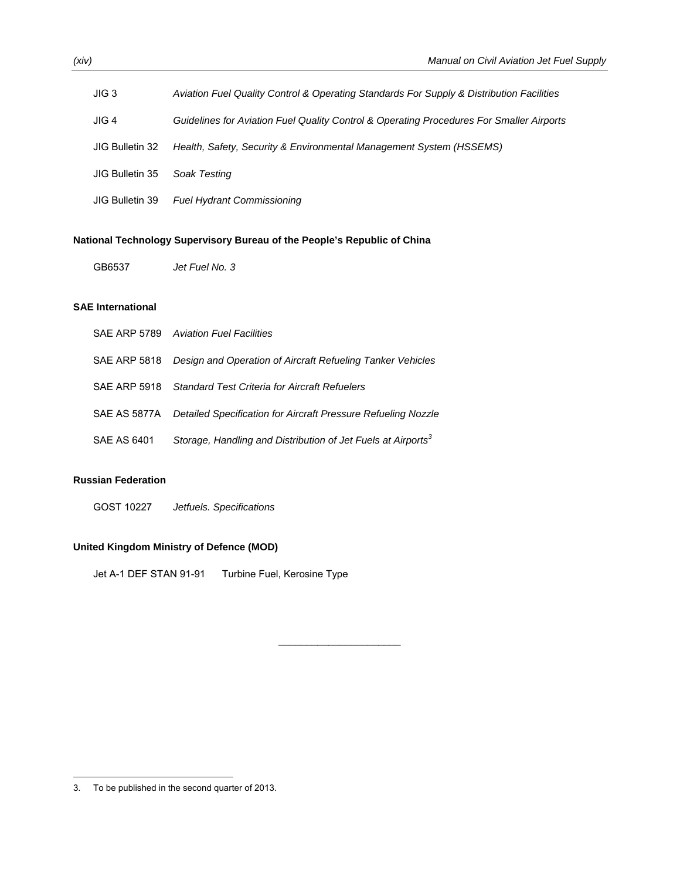JIG 3 *Aviation Fuel Quality Control & Operating Standards For Supply & Distribution Facilities*

JIG 4 *Guidelines for Aviation Fuel Quality Control & Operating Procedures For Smaller Airports*

JIG Bulletin 32 *Health, Safety, Security & Environmental Management System (HSSEMS)*

JIG Bulletin 35 *Soak Testing*

JIG Bulletin 39 *Fuel Hydrant Commissioning*

**National Technology Supervisory Bureau of the People's Republic of China**

GB6537 *Jet Fuel No. 3*

**SAE International**

SAE ARP 5789 *Aviation Fuel Facilities*

SAE ARP 5818 *Design and Operation of Aircraft Refueling Tanker Vehicles*

SAE ARP 5918 *Standard Test Criteria for Aircraft Refuelers*

SAE AS 5877A *Detailed Specification for Aircraft Pressure Refueling Nozzle*

SAE AS 6401 *Storage, Handling and Distribution of Jet Fuels at Airports*[3]

**Russian Federation**

GOST 10227 *Jetfuels. Specifications*

**United Kingdom Ministry of Defence (MOD)**

Jet A-1 DEF STAN 91-91 Turbine Fuel, Kerosine Type

---

3. To be published in the second quarter of 2013.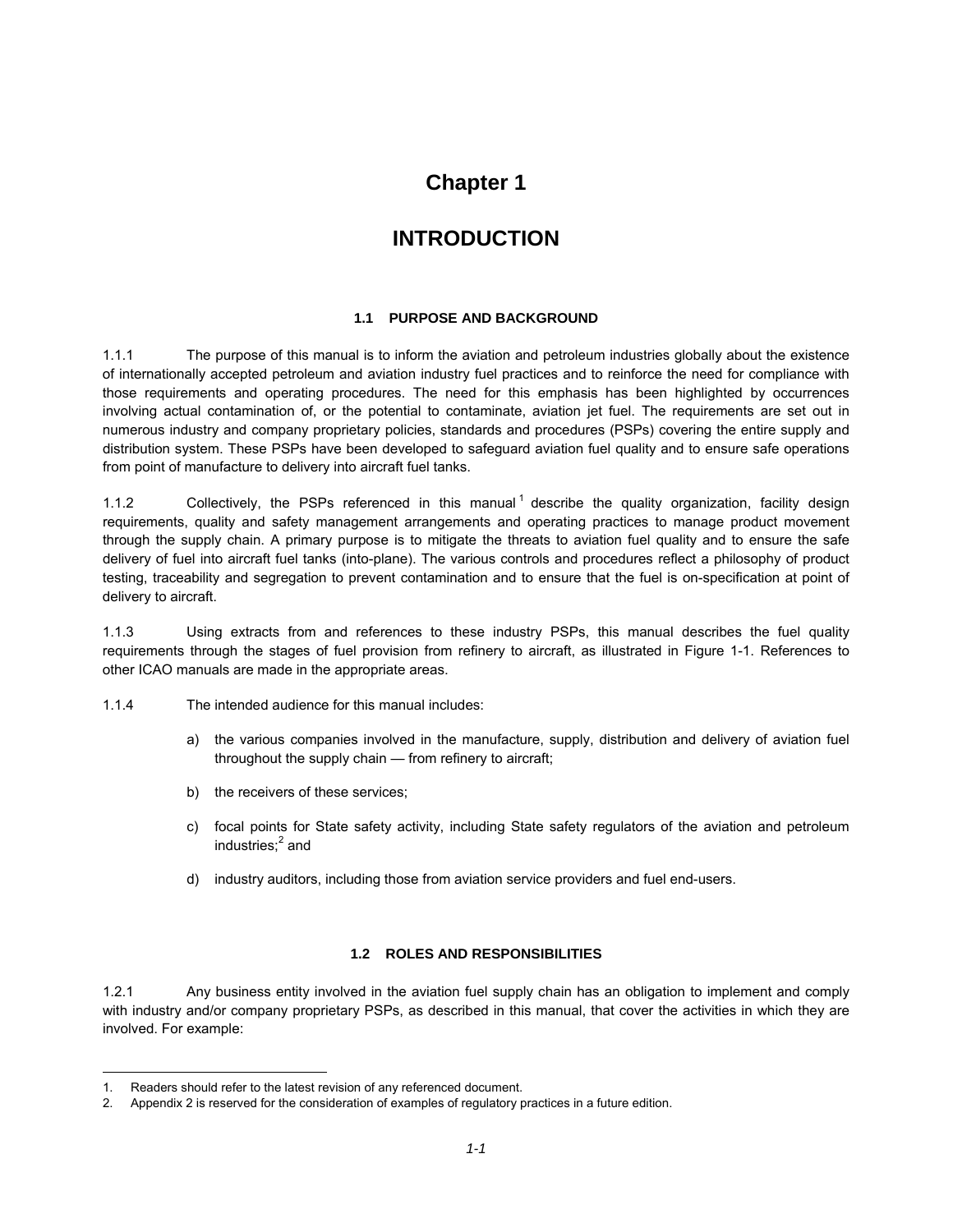# Chapter 1

# INTRODUCTION

## 1.1 PURPOSE AND BACKGROUND

1.1.1 The purpose of this manual is to inform the aviation and petroleum industries globally about the existence of internationally accepted petroleum and aviation industry fuel practices and to reinforce the need for compliance with those requirements and operating procedures. The need for this emphasis has been highlighted by occurrences involving actual contamination of, or the potential to contaminate, aviation jet fuel. The requirements are set out in numerous industry and company proprietary policies, standards and procedures (PSPs) covering the entire supply and distribution system. These PSPs have been developed to safeguard aviation fuel quality and to ensure safe operations from point of manufacture to delivery into aircraft fuel tanks.

1.1.2 Collectively, the PSPs referenced in this manual[1] describe the quality organization, facility design requirements, quality and safety management arrangements and operating practices to manage product movement through the supply chain. A primary purpose is to mitigate the threats to aviation fuel quality and to ensure the safe delivery of fuel into aircraft fuel tanks (into-plane). The various controls and procedures reflect a philosophy of product testing, traceability and segregation to prevent contamination and to ensure that the fuel is on-specification at point of delivery to aircraft.

1.1.3 Using extracts from and references to these industry PSPs, this manual describes the fuel quality requirements through the stages of fuel provision from refinery to aircraft, as illustrated in Figure 1-1. References to other ICAO manuals are made in the appropriate areas.

1.1.4 The intended audience for this manual includes:

a) the various companies involved in the manufacture, supply, distribution and delivery of aviation fuel throughout the supply chain — from refinery to aircraft;

b) the receivers of these services;

c) focal points for State safety activity, including State safety regulators of the aviation and petroleum industries;[2] and

d) industry auditors, including those from aviation service providers and fuel end-users.

## 1.2 ROLES AND RESPONSIBILITIES

1.2.1 Any business entity involved in the aviation fuel supply chain has an obligation to implement and comply with industry and/or company proprietary PSPs, as described in this manual, that cover the activities in which they are involved. For example:

---

1. Readers should refer to the latest revision of any referenced document.
2. Appendix 2 is reserved for the consideration of examples of regulatory practices in a future edition.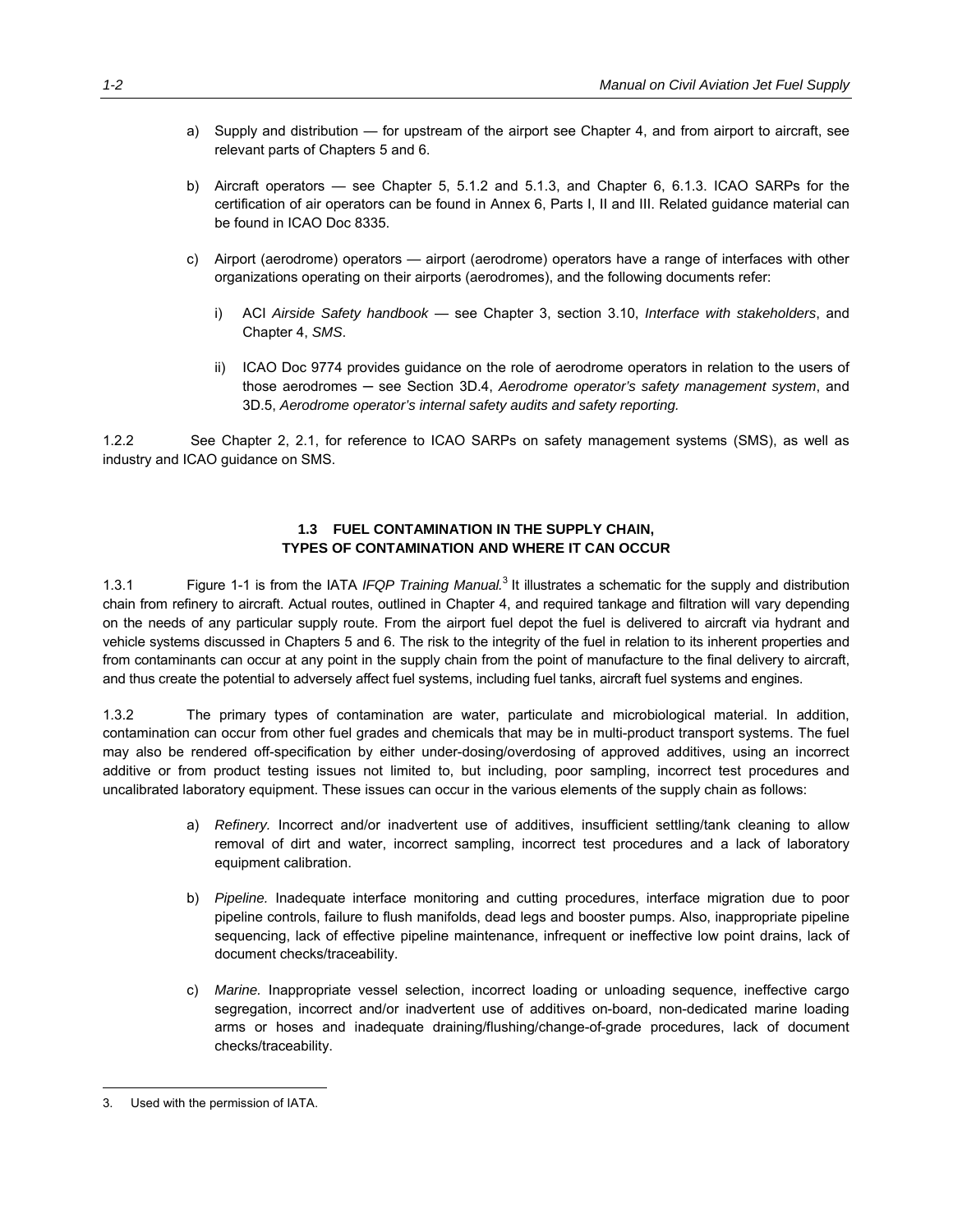a) Supply and distribution — for upstream of the airport see Chapter 4, and from airport to aircraft, see relevant parts of Chapters 5 and 6.

b) Aircraft operators — see Chapter 5, 5.1.2 and 5.1.3, and Chapter 6, 6.1.3. ICAO SARPs for the certification of air operators can be found in Annex 6, Parts I, II and III. Related guidance material can be found in ICAO Doc 8335.

c) Airport (aerodrome) operators — airport (aerodrome) operators have a range of interfaces with other organizations operating on their airports (aerodromes), and the following documents refer:

   i) ACI *Airside Safety handbook* — see Chapter 3, section 3.10, *Interface with stakeholders*, and Chapter 4, *SMS*.

   ii) ICAO Doc 9774 provides guidance on the role of aerodrome operators in relation to the users of those aerodromes ─ see Section 3D.4, *Aerodrome operator's safety management system*, and 3D.5, *Aerodrome operator's internal safety audits and safety reporting.*

1.2.2 See Chapter 2, 2.1, for reference to ICAO SARPs on safety management systems (SMS), as well as industry and ICAO guidance on SMS.

## 1.3 FUEL CONTAMINATION IN THE SUPPLY CHAIN, TYPES OF CONTAMINATION AND WHERE IT CAN OCCUR

1.3.1 Figure 1-1 is from the IATA *IFQP Training Manual.*[3] It illustrates a schematic for the supply and distribution chain from refinery to aircraft. Actual routes, outlined in Chapter 4, and required tankage and filtration will vary depending on the needs of any particular supply route. From the airport fuel depot the fuel is delivered to aircraft via hydrant and vehicle systems discussed in Chapters 5 and 6. The risk to the integrity of the fuel in relation to its inherent properties and from contaminants can occur at any point in the supply chain from the point of manufacture to the final delivery to aircraft, and thus create the potential to adversely affect fuel systems, including fuel tanks, aircraft fuel systems and engines.

1.3.2 The primary types of contamination are water, particulate and microbiological material. In addition, contamination can occur from other fuel grades and chemicals that may be in multi-product transport systems. The fuel may also be rendered off-specification by either under-dosing/overdosing of approved additives, using an incorrect additive or from product testing issues not limited to, but including, poor sampling, incorrect test procedures and uncalibrated laboratory equipment. These issues can occur in the various elements of the supply chain as follows:

a) *Refinery.* Incorrect and/or inadvertent use of additives, insufficient settling/tank cleaning to allow removal of dirt and water, incorrect sampling, incorrect test procedures and a lack of laboratory equipment calibration.

b) *Pipeline.* Inadequate interface monitoring and cutting procedures, interface migration due to poor pipeline controls, failure to flush manifolds, dead legs and booster pumps. Also, inappropriate pipeline sequencing, lack of effective pipeline maintenance, infrequent or ineffective low point drains, lack of document checks/traceability.

c) *Marine.* Inappropriate vessel selection, incorrect loading or unloading sequence, ineffective cargo segregation, incorrect and/or inadvertent use of additives on-board, non-dedicated marine loading arms or hoses and inadequate draining/flushing/change-of-grade procedures, lack of document checks/traceability.

---

3. Used with the permission of IATA.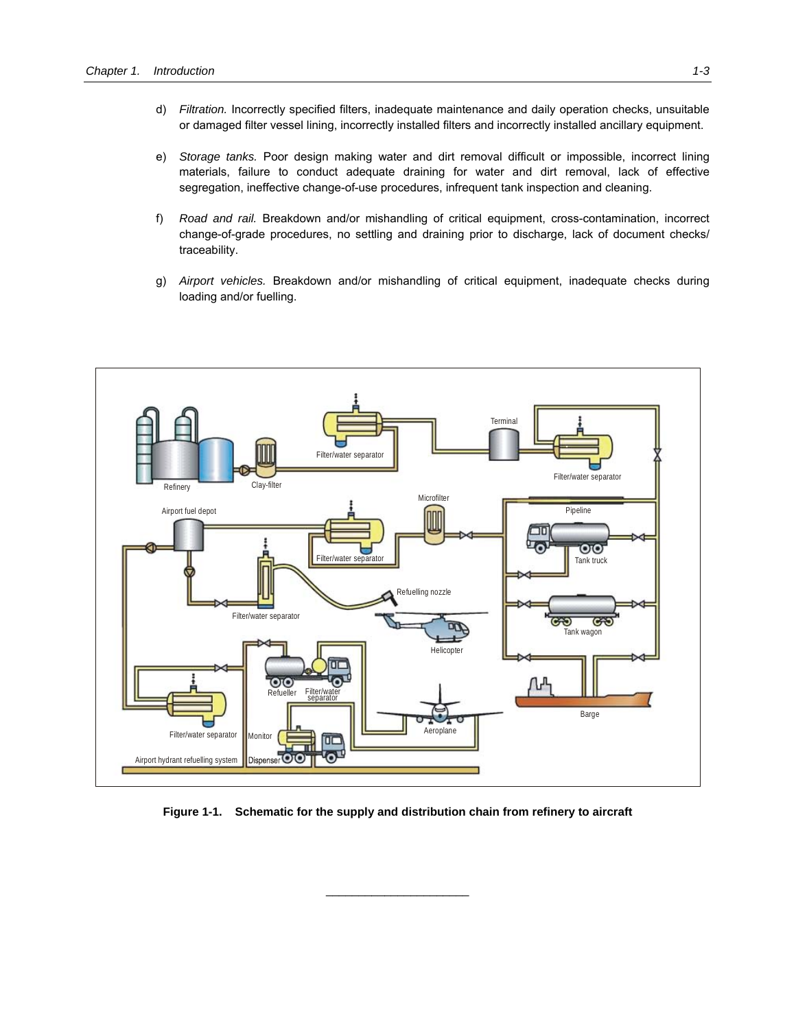d) *Filtration.* Incorrectly specified filters, inadequate maintenance and daily operation checks, unsuitable or damaged filter vessel lining, incorrectly installed filters and incorrectly installed ancillary equipment.

e) *Storage tanks.* Poor design making water and dirt removal difficult or impossible, incorrect lining materials, failure to conduct adequate draining for water and dirt removal, lack of effective segregation, ineffective change-of-use procedures, infrequent tank inspection and cleaning.

f) *Road and rail.* Breakdown and/or mishandling of critical equipment, cross-contamination, incorrect change-of-grade procedures, no settling and draining prior to discharge, lack of document checks/ traceability.

g) *Airport vehicles.* Breakdown and/or mishandling of critical equipment, inadequate checks during loading and/or fuelling.

**Figure 1-1. Schematic for the supply and distribution chain from refinery to aircraft**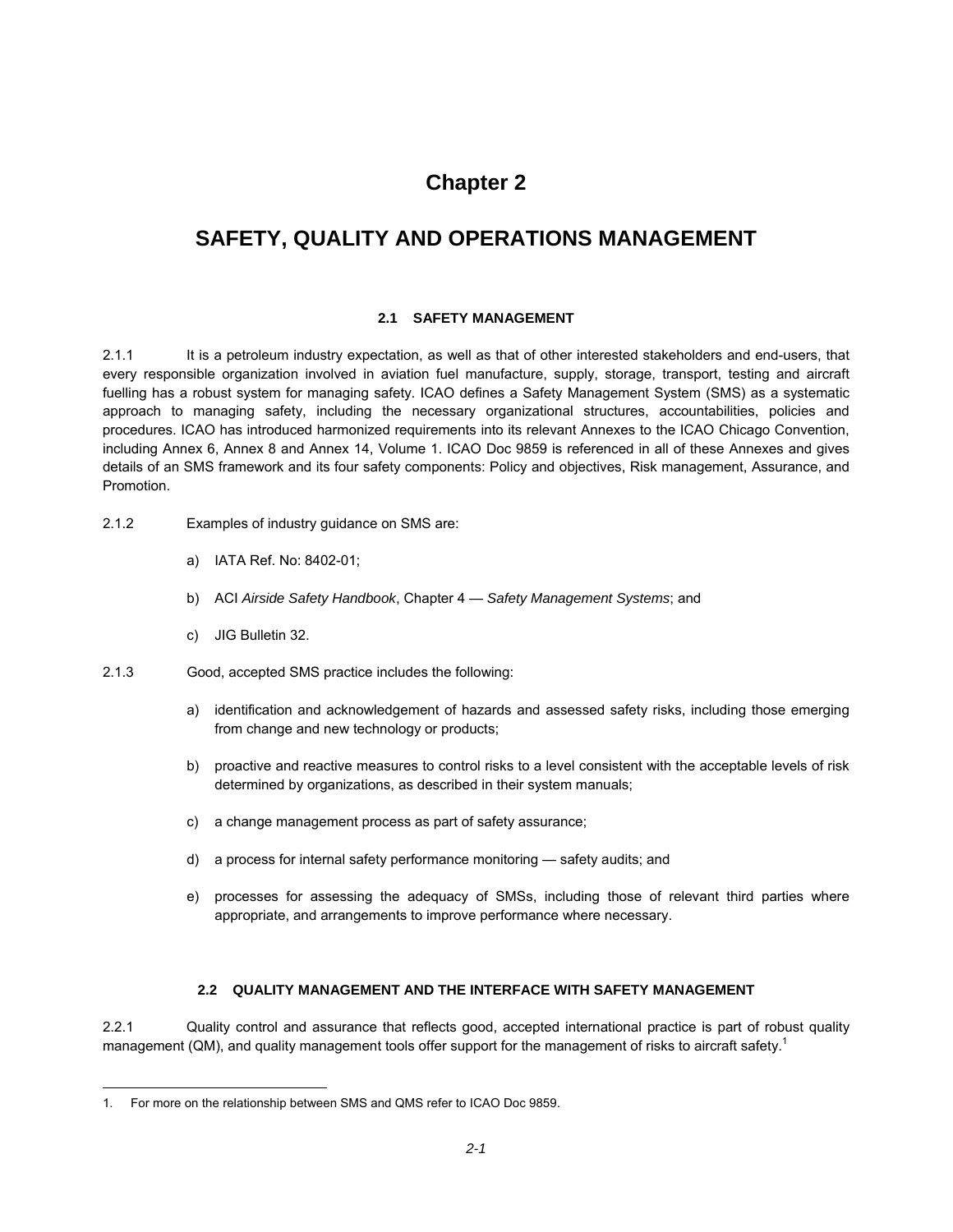# Chapter 2

# SAFETY, QUALITY AND OPERATIONS MANAGEMENT

### 2.1 SAFETY MANAGEMENT

2.1.1 It is a petroleum industry expectation, as well as that of other interested stakeholders and end-users, that every responsible organization involved in aviation fuel manufacture, supply, storage, transport, testing and aircraft fuelling has a robust system for managing safety. ICAO defines a Safety Management System (SMS) as a systematic approach to managing safety, including the necessary organizational structures, accountabilities, policies and procedures. ICAO has introduced harmonized requirements into its relevant Annexes to the ICAO Chicago Convention, including Annex 6, Annex 8 and Annex 14, Volume 1. ICAO Doc 9859 is referenced in all of these Annexes and gives details of an SMS framework and its four safety components: Policy and objectives, Risk management, Assurance, and Promotion.

2.1.2 Examples of industry guidance on SMS are:

a) IATA Ref. No: 8402-01;

b) ACI *Airside Safety Handbook*, Chapter 4 — *Safety Management Systems*; and

c) JIG Bulletin 32.

2.1.3 Good, accepted SMS practice includes the following:

a) identification and acknowledgement of hazards and assessed safety risks, including those emerging from change and new technology or products;

b) proactive and reactive measures to control risks to a level consistent with the acceptable levels of risk determined by organizations, as described in their system manuals;

c) a change management process as part of safety assurance;

d) a process for internal safety performance monitoring — safety audits; and

e) processes for assessing the adequacy of SMSs, including those of relevant third parties where appropriate, and arrangements to improve performance where necessary.

### 2.2 QUALITY MANAGEMENT AND THE INTERFACE WITH SAFETY MANAGEMENT

2.2.1 Quality control and assurance that reflects good, accepted international practice is part of robust quality management (QM), and quality management tools offer support for the management of risks to aircraft safety.[1]

---

1. For more on the relationship between SMS and QMS refer to ICAO Doc 9859.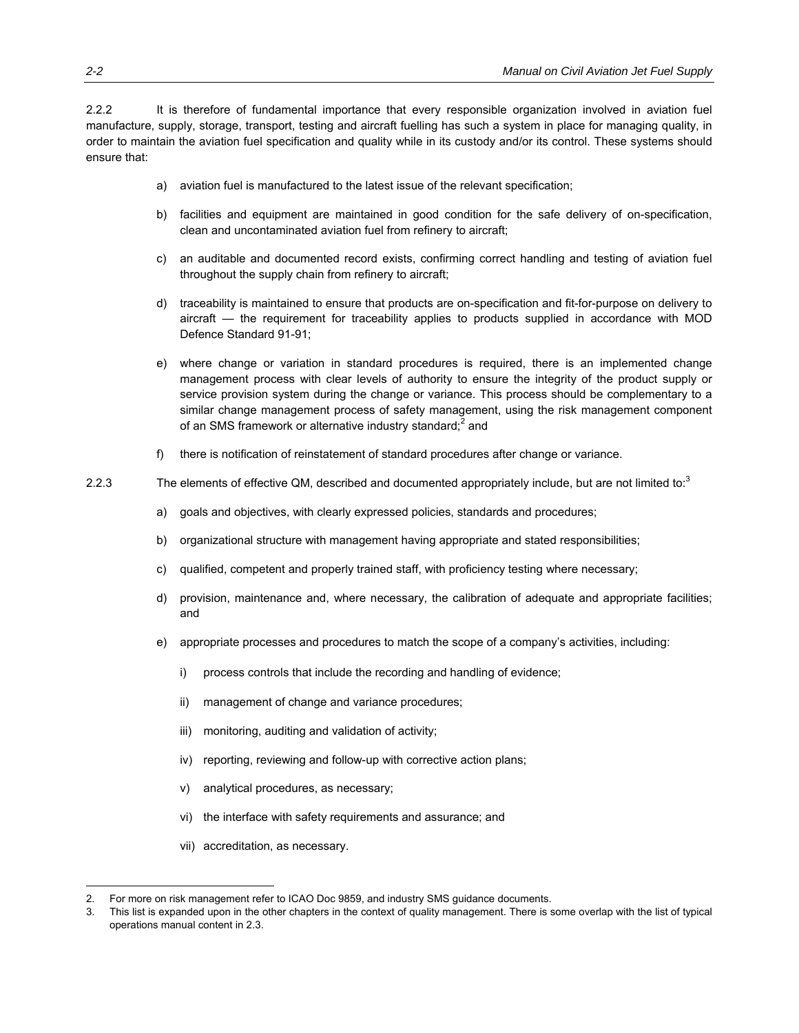2.2.2 It is therefore of fundamental importance that every responsible organization involved in aviation fuel manufacture, supply, storage, transport, testing and aircraft fuelling has such a system in place for managing quality, in order to maintain the aviation fuel specification and quality while in its custody and/or its control. These systems should ensure that:

a) aviation fuel is manufactured to the latest issue of the relevant specification;

b) facilities and equipment are maintained in good condition for the safe delivery of on-specification, clean and uncontaminated aviation fuel from refinery to aircraft;

c) an auditable and documented record exists, confirming correct handling and testing of aviation fuel throughout the supply chain from refinery to aircraft;

d) traceability is maintained to ensure that products are on-specification and fit-for-purpose on delivery to aircraft — the requirement for traceability applies to products supplied in accordance with MOD Defence Standard 91-91;

e) where change or variation in standard procedures is required, there is an implemented change management process with clear levels of authority to ensure the integrity of the product supply or service provision system during the change or variance. This process should be complementary to a similar change management process of safety management, using the risk management component of an SMS framework or alternative industry standard;[2] and

f) there is notification of reinstatement of standard procedures after change or variance.

2.2.3 The elements of effective QM, described and documented appropriately include, but are not limited to:[3]

a) goals and objectives, with clearly expressed policies, standards and procedures;

b) organizational structure with management having appropriate and stated responsibilities;

c) qualified, competent and properly trained staff, with proficiency testing where necessary;

d) provision, maintenance and, where necessary, the calibration of adequate and appropriate facilities; and

e) appropriate processes and procedures to match the scope of a company's activities, including:

   i) process controls that include the recording and handling of evidence;

   ii) management of change and variance procedures;

   iii) monitoring, auditing and validation of activity;

   iv) reporting, reviewing and follow-up with corrective action plans;

   v) analytical procedures, as necessary;

   vi) the interface with safety requirements and assurance; and

   vii) accreditation, as necessary.

---

2. For more on risk management refer to ICAO Doc 9859, and industry SMS guidance documents.
3. This list is expanded upon in the other chapters in the context of quality management. There is some overlap with the list of typical operations manual content in 2.3.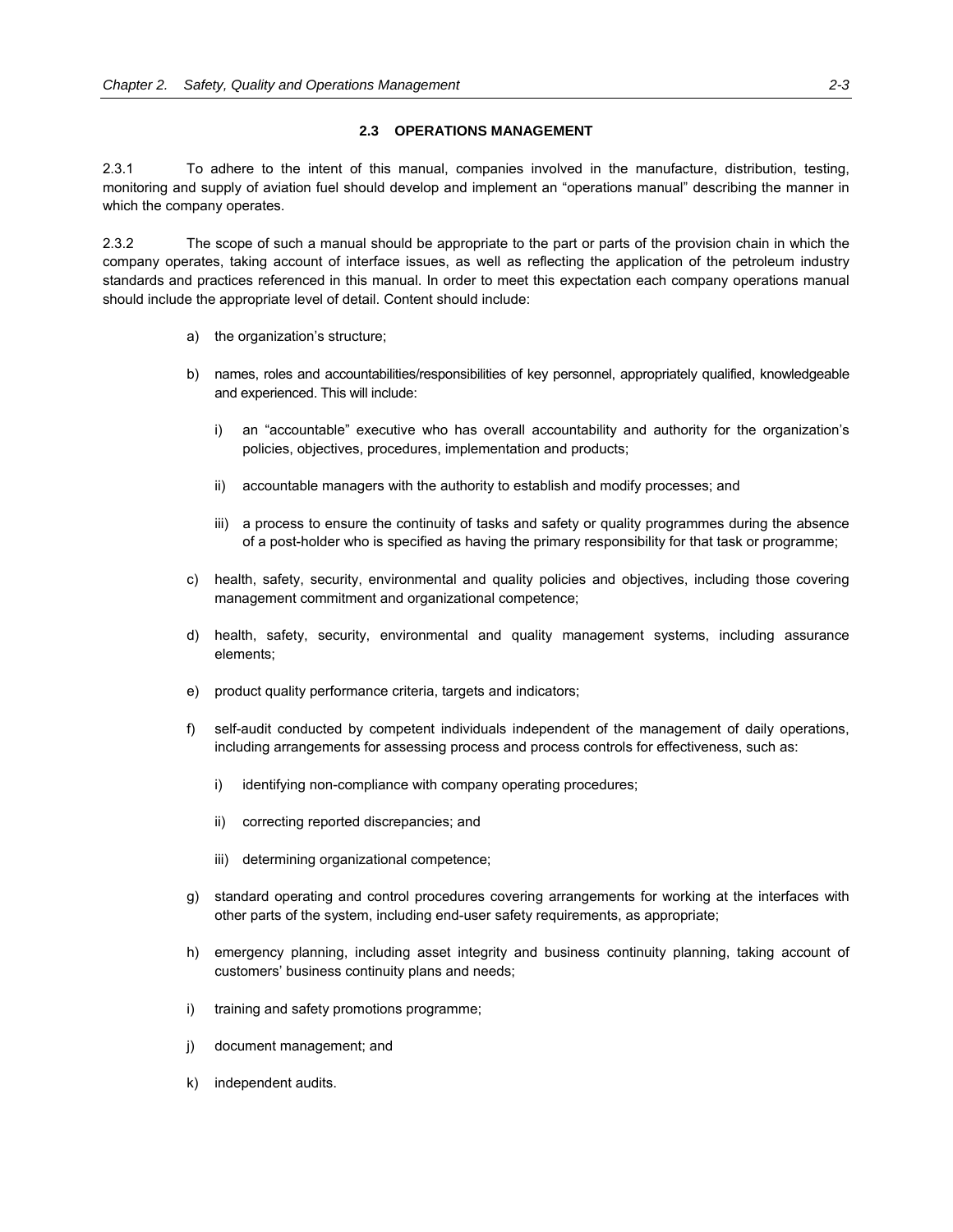## 2.3 OPERATIONS MANAGEMENT

2.3.1 To adhere to the intent of this manual, companies involved in the manufacture, distribution, testing, monitoring and supply of aviation fuel should develop and implement an "operations manual" describing the manner in which the company operates.

2.3.2 The scope of such a manual should be appropriate to the part or parts of the provision chain in which the company operates, taking account of interface issues, as well as reflecting the application of the petroleum industry standards and practices referenced in this manual. In order to meet this expectation each company operations manual should include the appropriate level of detail. Content should include:

a) the organization's structure;

b) names, roles and accountabilities/responsibilities of key personnel, appropriately qualified, knowledgeable and experienced. This will include:

   i) an "accountable" executive who has overall accountability and authority for the organization's policies, objectives, procedures, implementation and products;

   ii) accountable managers with the authority to establish and modify processes; and

   iii) a process to ensure the continuity of tasks and safety or quality programmes during the absence of a post-holder who is specified as having the primary responsibility for that task or programme;

c) health, safety, security, environmental and quality policies and objectives, including those covering management commitment and organizational competence;

d) health, safety, security, environmental and quality management systems, including assurance elements;

e) product quality performance criteria, targets and indicators;

f) self-audit conducted by competent individuals independent of the management of daily operations, including arrangements for assessing process and process controls for effectiveness, such as:

   i) identifying non-compliance with company operating procedures;

   ii) correcting reported discrepancies; and

   iii) determining organizational competence;

g) standard operating and control procedures covering arrangements for working at the interfaces with other parts of the system, including end-user safety requirements, as appropriate;

h) emergency planning, including asset integrity and business continuity planning, taking account of customers' business continuity plans and needs;

i) training and safety promotions programme;

j) document management; and

k) independent audits.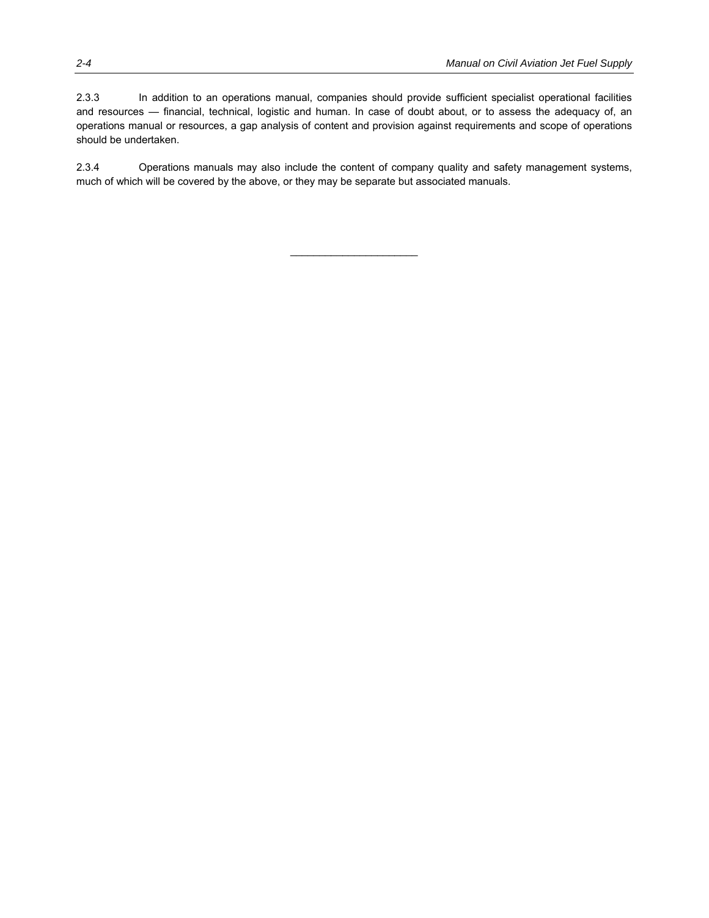2.3.3 In addition to an operations manual, companies should provide sufficient specialist operational facilities and resources — financial, technical, logistic and human. In case of doubt about, or to assess the adequacy of, an operations manual or resources, a gap analysis of content and provision against requirements and scope of operations should be undertaken.

2.3.4 Operations manuals may also include the content of company quality and safety management systems, much of which will be covered by the above, or they may be separate but associated manuals.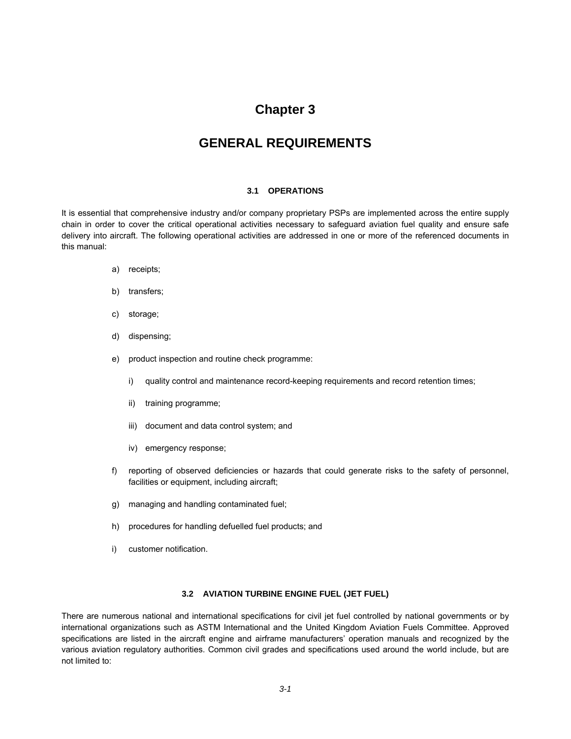# Chapter 3

# GENERAL REQUIREMENTS

### 3.1 OPERATIONS

It is essential that comprehensive industry and/or company proprietary PSPs are implemented across the entire supply chain in order to cover the critical operational activities necessary to safeguard aviation fuel quality and ensure safe delivery into aircraft. The following operational activities are addressed in one or more of the referenced documents in this manual:

a) receipts;

b) transfers;

c) storage;

d) dispensing;

e) product inspection and routine check programme:

   i) quality control and maintenance record-keeping requirements and record retention times;

   ii) training programme;

   iii) document and data control system; and

   iv) emergency response;

f) reporting of observed deficiencies or hazards that could generate risks to the safety of personnel, facilities or equipment, including aircraft;

g) managing and handling contaminated fuel;

h) procedures for handling defuelled fuel products; and

i) customer notification.

### 3.2 AVIATION TURBINE ENGINE FUEL (JET FUEL)

There are numerous national and international specifications for civil jet fuel controlled by national governments or by international organizations such as ASTM International and the United Kingdom Aviation Fuels Committee. Approved specifications are listed in the aircraft engine and airframe manufacturers' operation manuals and recognized by the various aviation regulatory authorities. Common civil grades and specifications used around the world include, but are not limited to: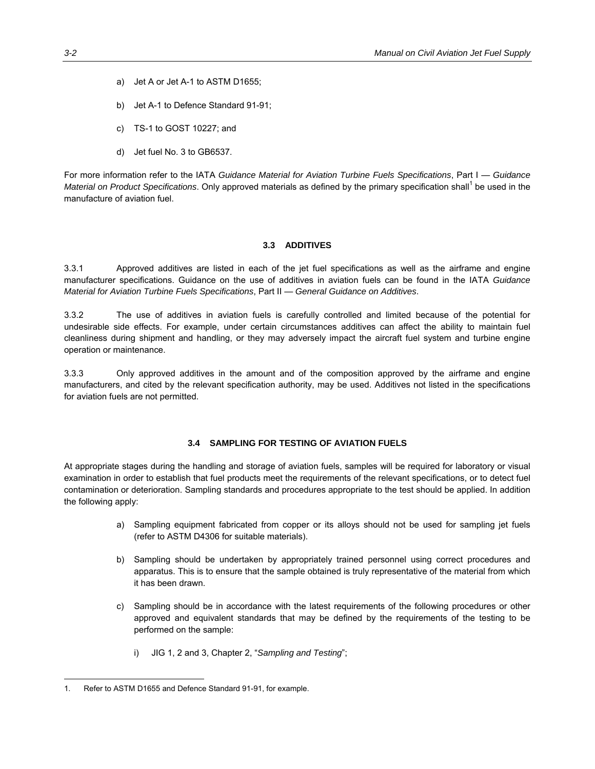a) Jet A or Jet A-1 to ASTM D1655;

b) Jet A-1 to Defence Standard 91-91;

c) TS-1 to GOST 10227; and

d) Jet fuel No. 3 to GB6537.

For more information refer to the IATA *Guidance Material for Aviation Turbine Fuels Specifications*, Part I — *Guidance Material on Product Specifications*. Only approved materials as defined by the primary specification shall[1] be used in the manufacture of aviation fuel.

### 3.3 ADDITIVES

3.3.1 Approved additives are listed in each of the jet fuel specifications as well as the airframe and engine manufacturer specifications. Guidance on the use of additives in aviation fuels can be found in the IATA *Guidance Material for Aviation Turbine Fuels Specifications*, Part II — *General Guidance on Additives*.

3.3.2 The use of additives in aviation fuels is carefully controlled and limited because of the potential for undesirable side effects. For example, under certain circumstances additives can affect the ability to maintain fuel cleanliness during shipment and handling, or they may adversely impact the aircraft fuel system and turbine engine operation or maintenance.

3.3.3 Only approved additives in the amount and of the composition approved by the airframe and engine manufacturers, and cited by the relevant specification authority, may be used. Additives not listed in the specifications for aviation fuels are not permitted.

### 3.4 SAMPLING FOR TESTING OF AVIATION FUELS

At appropriate stages during the handling and storage of aviation fuels, samples will be required for laboratory or visual examination in order to establish that fuel products meet the requirements of the relevant specifications, or to detect fuel contamination or deterioration. Sampling standards and procedures appropriate to the test should be applied. In addition the following apply:

a) Sampling equipment fabricated from copper or its alloys should not be used for sampling jet fuels (refer to ASTM D4306 for suitable materials).

b) Sampling should be undertaken by appropriately trained personnel using correct procedures and apparatus. This is to ensure that the sample obtained is truly representative of the material from which it has been drawn.

c) Sampling should be in accordance with the latest requirements of the following procedures or other approved and equivalent standards that may be defined by the requirements of the testing to be performed on the sample:

   i) JIG 1, 2 and 3, Chapter 2, "*Sampling and Testing*";

---

1. Refer to ASTM D1655 and Defence Standard 91-91, for example.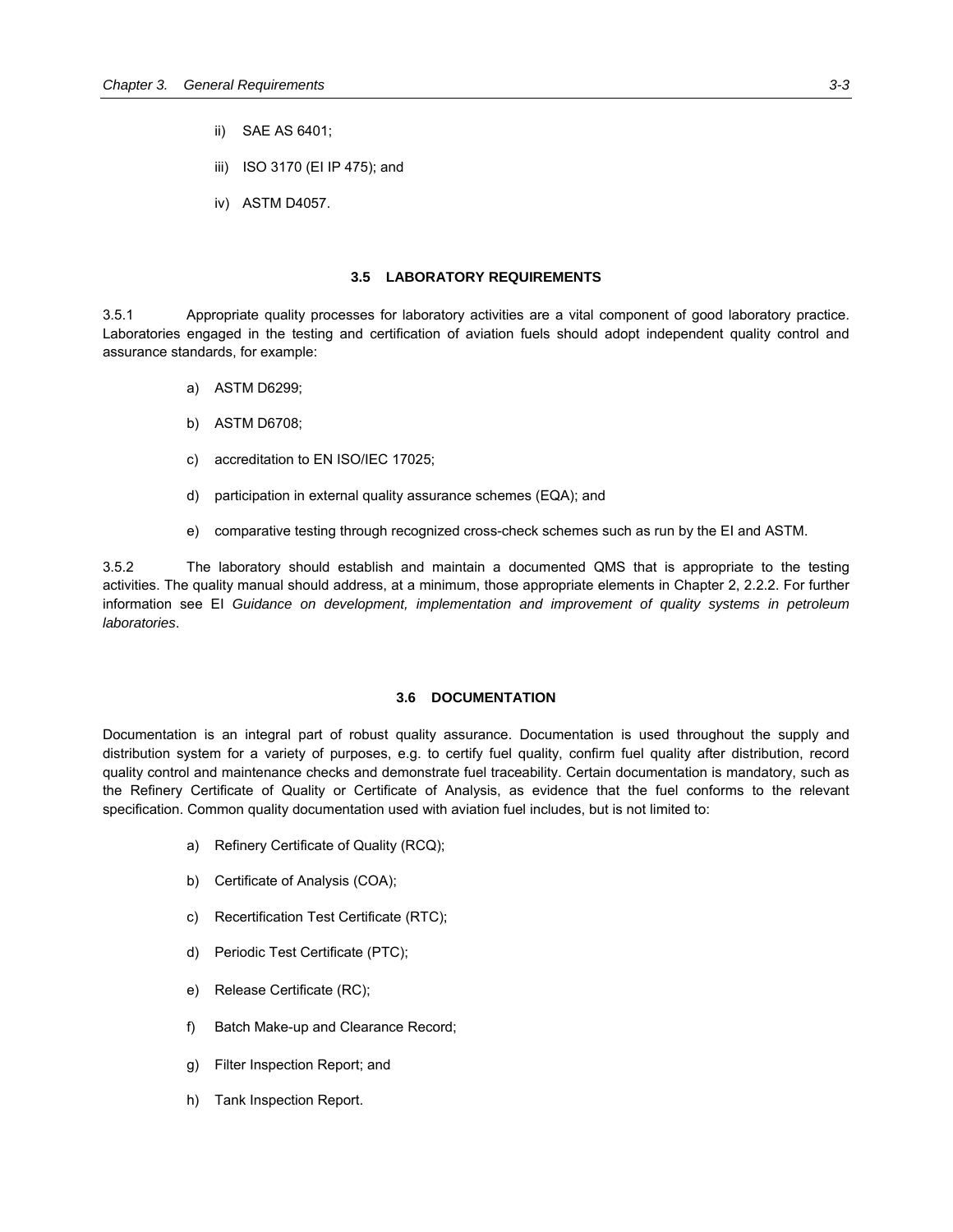ii) SAE AS 6401;

iii) ISO 3170 (EI IP 475); and

iv) ASTM D4057.

### 3.5 LABORATORY REQUIREMENTS

3.5.1 Appropriate quality processes for laboratory activities are a vital component of good laboratory practice. Laboratories engaged in the testing and certification of aviation fuels should adopt independent quality control and assurance standards, for example:

a) ASTM D6299;

b) ASTM D6708;

c) accreditation to EN ISO/IEC 17025;

d) participation in external quality assurance schemes (EQA); and

e) comparative testing through recognized cross-check schemes such as run by the EI and ASTM.

3.5.2 The laboratory should establish and maintain a documented QMS that is appropriate to the testing activities. The quality manual should address, at a minimum, those appropriate elements in Chapter 2, 2.2.2. For further information see EI *Guidance on development, implementation and improvement of quality systems in petroleum laboratories*.

### 3.6 DOCUMENTATION

Documentation is an integral part of robust quality assurance. Documentation is used throughout the supply and distribution system for a variety of purposes, e.g. to certify fuel quality, confirm fuel quality after distribution, record quality control and maintenance checks and demonstrate fuel traceability. Certain documentation is mandatory, such as the Refinery Certificate of Quality or Certificate of Analysis, as evidence that the fuel conforms to the relevant specification. Common quality documentation used with aviation fuel includes, but is not limited to:

a) Refinery Certificate of Quality (RCQ);

b) Certificate of Analysis (COA);

c) Recertification Test Certificate (RTC);

d) Periodic Test Certificate (PTC);

e) Release Certificate (RC);

f) Batch Make-up and Clearance Record;

g) Filter Inspection Report; and

h) Tank Inspection Report.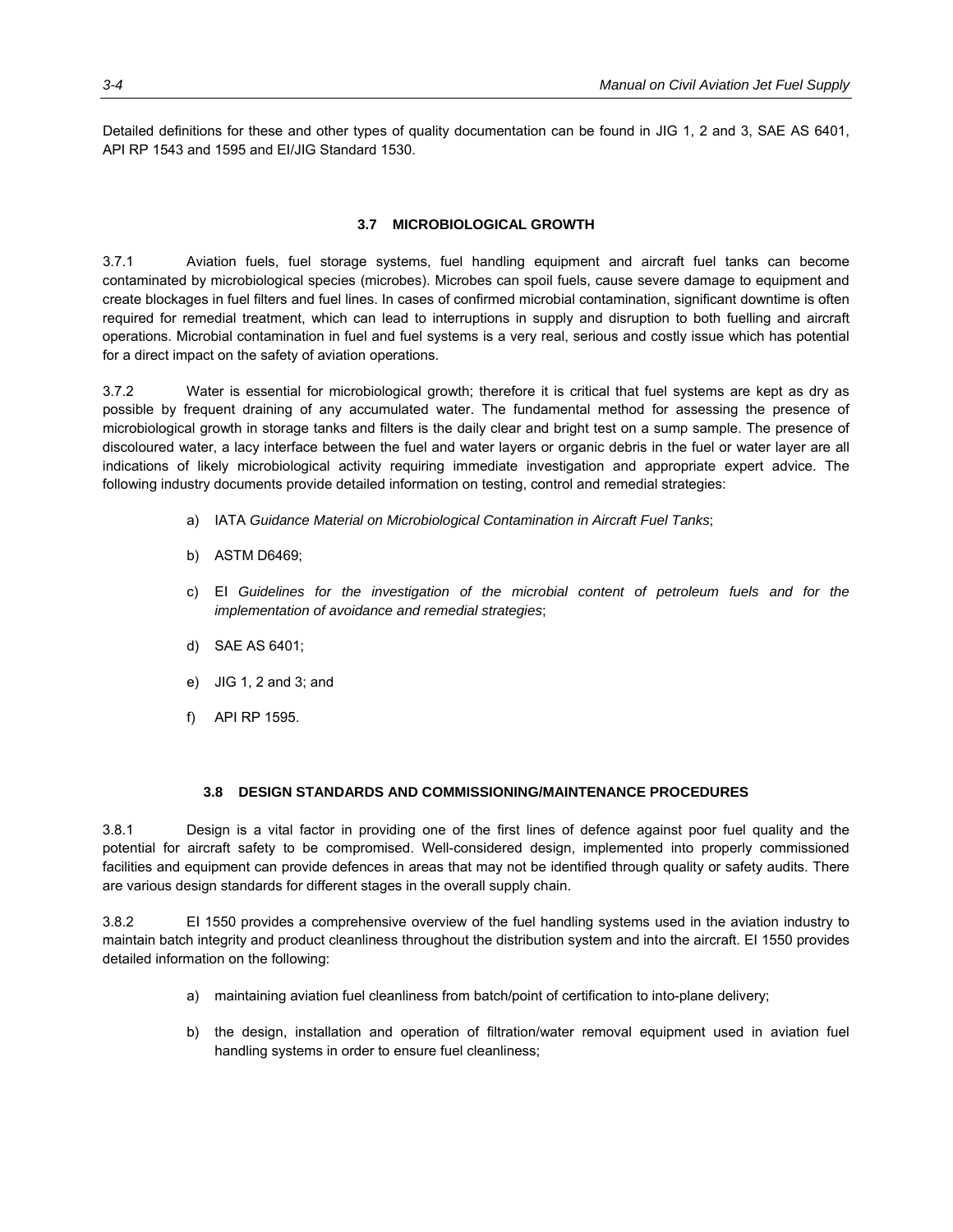Detailed definitions for these and other types of quality documentation can be found in JIG 1, 2 and 3, SAE AS 6401, API RP 1543 and 1595 and EI/JIG Standard 1530.

### 3.7 MICROBIOLOGICAL GROWTH

3.7.1 Aviation fuels, fuel storage systems, fuel handling equipment and aircraft fuel tanks can become contaminated by microbiological species (microbes). Microbes can spoil fuels, cause severe damage to equipment and create blockages in fuel filters and fuel lines. In cases of confirmed microbial contamination, significant downtime is often required for remedial treatment, which can lead to interruptions in supply and disruption to both fuelling and aircraft operations. Microbial contamination in fuel and fuel systems is a very real, serious and costly issue which has potential for a direct impact on the safety of aviation operations.

3.7.2 Water is essential for microbiological growth; therefore it is critical that fuel systems are kept as dry as possible by frequent draining of any accumulated water. The fundamental method for assessing the presence of microbiological growth in storage tanks and filters is the daily clear and bright test on a sump sample. The presence of discoloured water, a lacy interface between the fuel and water layers or organic debris in the fuel or water layer are all indications of likely microbiological activity requiring immediate investigation and appropriate expert advice. The following industry documents provide detailed information on testing, control and remedial strategies:

a) IATA *Guidance Material on Microbiological Contamination in Aircraft Fuel Tanks*;

b) ASTM D6469;

c) EI *Guidelines for the investigation of the microbial content of petroleum fuels and for the implementation of avoidance and remedial strategies*;

d) SAE AS 6401;

e) JIG 1, 2 and 3; and

f) API RP 1595.

### 3.8 DESIGN STANDARDS AND COMMISSIONING/MAINTENANCE PROCEDURES

3.8.1 Design is a vital factor in providing one of the first lines of defence against poor fuel quality and the potential for aircraft safety to be compromised. Well-considered design, implemented into properly commissioned facilities and equipment can provide defences in areas that may not be identified through quality or safety audits. There are various design standards for different stages in the overall supply chain.

3.8.2 EI 1550 provides a comprehensive overview of the fuel handling systems used in the aviation industry to maintain batch integrity and product cleanliness throughout the distribution system and into the aircraft. EI 1550 provides detailed information on the following:

a) maintaining aviation fuel cleanliness from batch/point of certification to into-plane delivery;

b) the design, installation and operation of filtration/water removal equipment used in aviation fuel handling systems in order to ensure fuel cleanliness;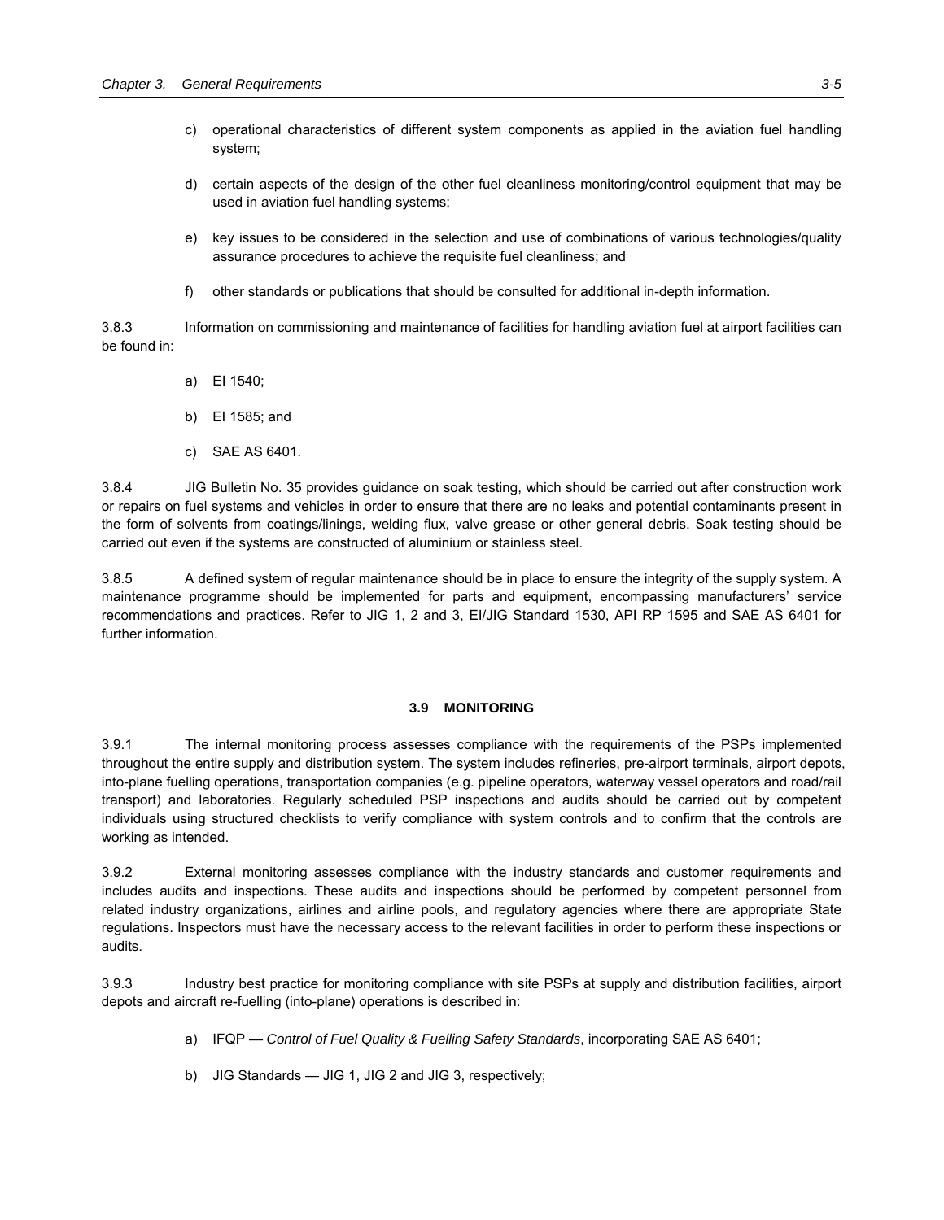c) operational characteristics of different system components as applied in the aviation fuel handling system;

d) certain aspects of the design of the other fuel cleanliness monitoring/control equipment that may be used in aviation fuel handling systems;

e) key issues to be considered in the selection and use of combinations of various technologies/quality assurance procedures to achieve the requisite fuel cleanliness; and

f) other standards or publications that should be consulted for additional in-depth information.

3.8.3 Information on commissioning and maintenance of facilities for handling aviation fuel at airport facilities can be found in:

a) EI 1540;

b) EI 1585; and

c) SAE AS 6401.

3.8.4 JIG Bulletin No. 35 provides guidance on soak testing, which should be carried out after construction work or repairs on fuel systems and vehicles in order to ensure that there are no leaks and potential contaminants present in the form of solvents from coatings/linings, welding flux, valve grease or other general debris. Soak testing should be carried out even if the systems are constructed of aluminium or stainless steel.

3.8.5 A defined system of regular maintenance should be in place to ensure the integrity of the supply system. A maintenance programme should be implemented for parts and equipment, encompassing manufacturers' service recommendations and practices. Refer to JIG 1, 2 and 3, EI/JIG Standard 1530, API RP 1595 and SAE AS 6401 for further information.

### 3.9 MONITORING

3.9.1 The internal monitoring process assesses compliance with the requirements of the PSPs implemented throughout the entire supply and distribution system. The system includes refineries, pre-airport terminals, airport depots, into-plane fuelling operations, transportation companies (e.g. pipeline operators, waterway vessel operators and road/rail transport) and laboratories. Regularly scheduled PSP inspections and audits should be carried out by competent individuals using structured checklists to verify compliance with system controls and to confirm that the controls are working as intended.

3.9.2 External monitoring assesses compliance with the industry standards and customer requirements and includes audits and inspections. These audits and inspections should be performed by competent personnel from related industry organizations, airlines and airline pools, and regulatory agencies where there are appropriate State regulations. Inspectors must have the necessary access to the relevant facilities in order to perform these inspections or audits.

3.9.3 Industry best practice for monitoring compliance with site PSPs at supply and distribution facilities, airport depots and aircraft re-fuelling (into-plane) operations is described in:

a) IFQP — *Control of Fuel Quality & Fuelling Safety Standards*, incorporating SAE AS 6401;

b) JIG Standards — JIG 1, JIG 2 and JIG 3, respectively;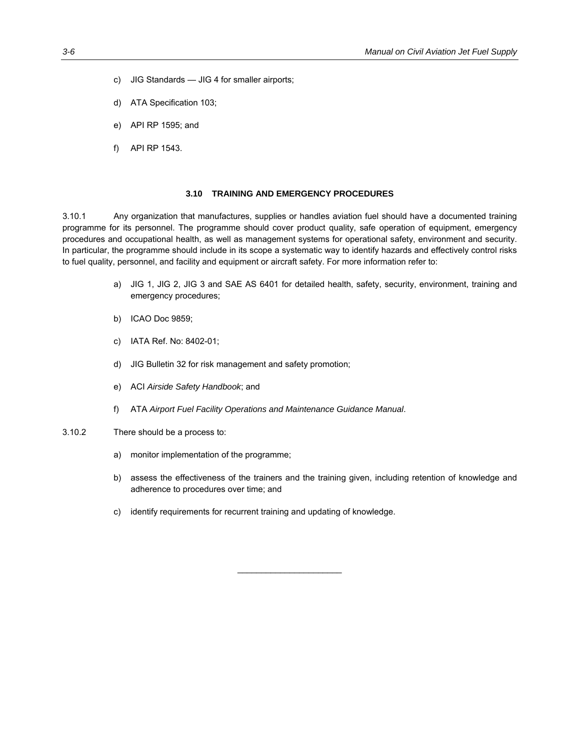c) JIG Standards — JIG 4 for smaller airports;

d) ATA Specification 103;

e) API RP 1595; and

f) API RP 1543.

## 3.10 TRAINING AND EMERGENCY PROCEDURES

3.10.1 Any organization that manufactures, supplies or handles aviation fuel should have a documented training programme for its personnel. The programme should cover product quality, safe operation of equipment, emergency procedures and occupational health, as well as management systems for operational safety, environment and security. In particular, the programme should include in its scope a systematic way to identify hazards and effectively control risks to fuel quality, personnel, and facility and equipment or aircraft safety. For more information refer to:

a) JIG 1, JIG 2, JIG 3 and SAE AS 6401 for detailed health, safety, security, environment, training and emergency procedures;

b) ICAO Doc 9859;

c) IATA Ref. No: 8402-01;

d) JIG Bulletin 32 for risk management and safety promotion;

e) ACI *Airside Safety Handbook*; and

f) ATA *Airport Fuel Facility Operations and Maintenance Guidance Manual*.

3.10.2 There should be a process to:

a) monitor implementation of the programme;

b) assess the effectiveness of the trainers and the training given, including retention of knowledge and adherence to procedures over time; and

c) identify requirements for recurrent training and updating of knowledge.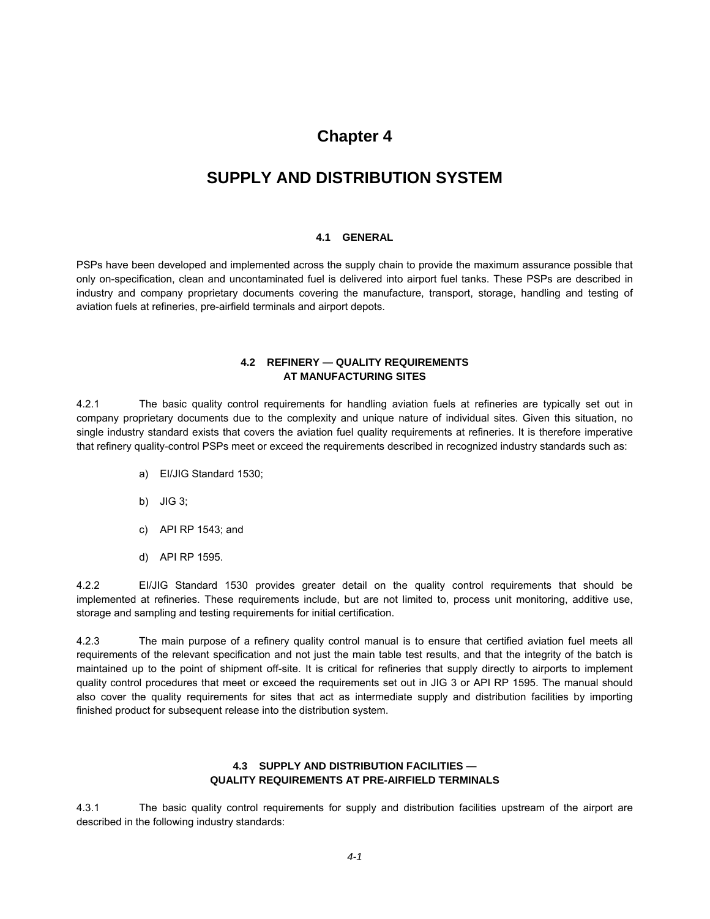# Chapter 4

# SUPPLY AND DISTRIBUTION SYSTEM

## 4.1 GENERAL

PSPs have been developed and implemented across the supply chain to provide the maximum assurance possible that only on-specification, clean and uncontaminated fuel is delivered into airport fuel tanks. These PSPs are described in industry and company proprietary documents covering the manufacture, transport, storage, handling and testing of aviation fuels at refineries, pre-airfield terminals and airport depots.

## 4.2 REFINERY — QUALITY REQUIREMENTS AT MANUFACTURING SITES

4.2.1 The basic quality control requirements for handling aviation fuels at refineries are typically set out in company proprietary documents due to the complexity and unique nature of individual sites. Given this situation, no single industry standard exists that covers the aviation fuel quality requirements at refineries. It is therefore imperative that refinery quality-control PSPs meet or exceed the requirements described in recognized industry standards such as:

a) EI/JIG Standard 1530;

b) JIG 3;

c) API RP 1543; and

d) API RP 1595.

4.2.2 EI/JIG Standard 1530 provides greater detail on the quality control requirements that should be implemented at refineries. These requirements include, but are not limited to, process unit monitoring, additive use, storage and sampling and testing requirements for initial certification.

4.2.3 The main purpose of a refinery quality control manual is to ensure that certified aviation fuel meets all requirements of the relevant specification and not just the main table test results, and that the integrity of the batch is maintained up to the point of shipment off-site. It is critical for refineries that supply directly to airports to implement quality control procedures that meet or exceed the requirements set out in JIG 3 or API RP 1595. The manual should also cover the quality requirements for sites that act as intermediate supply and distribution facilities by importing finished product for subsequent release into the distribution system.

## 4.3 SUPPLY AND DISTRIBUTION FACILITIES — QUALITY REQUIREMENTS AT PRE-AIRFIELD TERMINALS

4.3.1 The basic quality control requirements for supply and distribution facilities upstream of the airport are described in the following industry standards: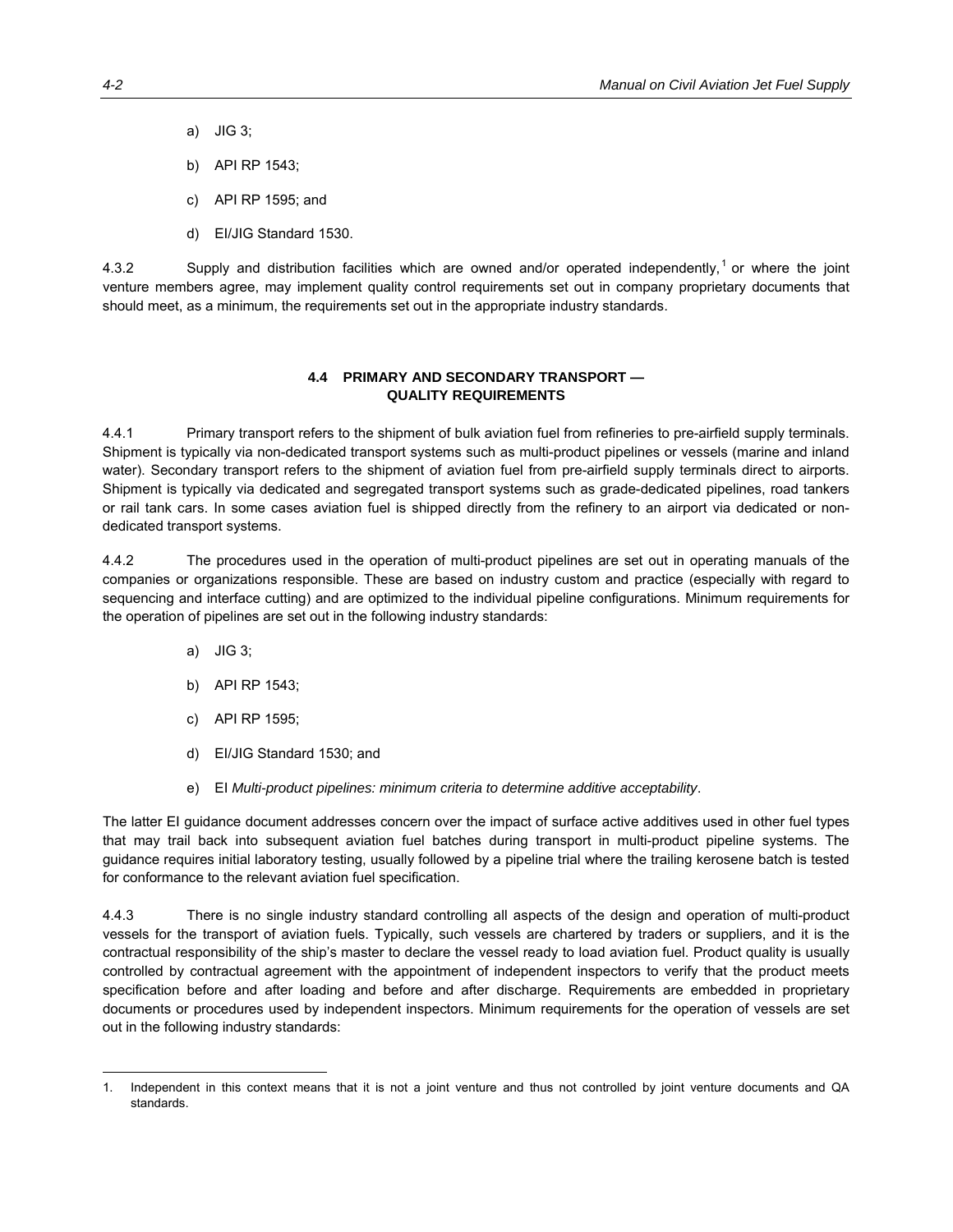a) JIG 3;

b) API RP 1543;

c) API RP 1595; and

d) EI/JIG Standard 1530.

4.3.2 Supply and distribution facilities which are owned and/or operated independently,[1] or where the joint venture members agree, may implement quality control requirements set out in company proprietary documents that should meet, as a minimum, the requirements set out in the appropriate industry standards.

### 4.4 PRIMARY AND SECONDARY TRANSPORT — QUALITY REQUIREMENTS

4.4.1 Primary transport refers to the shipment of bulk aviation fuel from refineries to pre-airfield supply terminals. Shipment is typically via non-dedicated transport systems such as multi-product pipelines or vessels (marine and inland water). Secondary transport refers to the shipment of aviation fuel from pre-airfield supply terminals direct to airports. Shipment is typically via dedicated and segregated transport systems such as grade-dedicated pipelines, road tankers or rail tank cars. In some cases aviation fuel is shipped directly from the refinery to an airport via dedicated or non-dedicated transport systems.

4.4.2 The procedures used in the operation of multi-product pipelines are set out in operating manuals of the companies or organizations responsible. These are based on industry custom and practice (especially with regard to sequencing and interface cutting) and are optimized to the individual pipeline configurations. Minimum requirements for the operation of pipelines are set out in the following industry standards:

a) JIG 3;

b) API RP 1543;

c) API RP 1595;

d) EI/JIG Standard 1530; and

e) EI *Multi-product pipelines: minimum criteria to determine additive acceptability*.

The latter EI guidance document addresses concern over the impact of surface active additives used in other fuel types that may trail back into subsequent aviation fuel batches during transport in multi-product pipeline systems. The guidance requires initial laboratory testing, usually followed by a pipeline trial where the trailing kerosene batch is tested for conformance to the relevant aviation fuel specification.

4.4.3 There is no single industry standard controlling all aspects of the design and operation of multi-product vessels for the transport of aviation fuels. Typically, such vessels are chartered by traders or suppliers, and it is the contractual responsibility of the ship's master to declare the vessel ready to load aviation fuel. Product quality is usually controlled by contractual agreement with the appointment of independent inspectors to verify that the product meets specification before and after loading and before and after discharge. Requirements are embedded in proprietary documents or procedures used by independent inspectors. Minimum requirements for the operation of vessels are set out in the following industry standards:

---

1. Independent in this context means that it is not a joint venture and thus not controlled by joint venture documents and QA standards.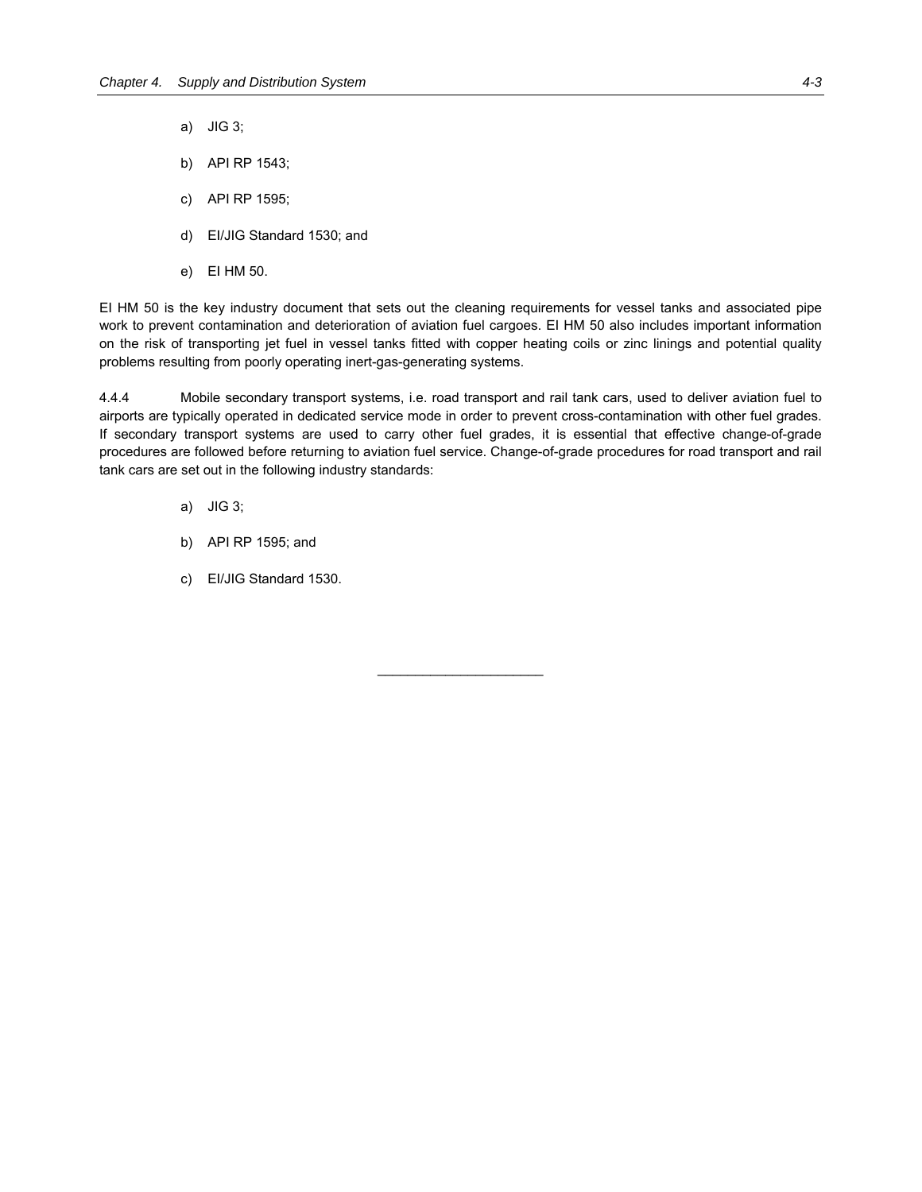a) JIG 3;

b) API RP 1543;

c) API RP 1595;

d) EI/JIG Standard 1530; and

e) EI HM 50.

EI HM 50 is the key industry document that sets out the cleaning requirements for vessel tanks and associated pipe work to prevent contamination and deterioration of aviation fuel cargoes. EI HM 50 also includes important information on the risk of transporting jet fuel in vessel tanks fitted with copper heating coils or zinc linings and potential quality problems resulting from poorly operating inert-gas-generating systems.

4.4.4 Mobile secondary transport systems, i.e. road transport and rail tank cars, used to deliver aviation fuel to airports are typically operated in dedicated service mode in order to prevent cross-contamination with other fuel grades. If secondary transport systems are used to carry other fuel grades, it is essential that effective change-of-grade procedures are followed before returning to aviation fuel service. Change-of-grade procedures for road transport and rail tank cars are set out in the following industry standards:

a) JIG 3;

b) API RP 1595; and

c) EI/JIG Standard 1530.

______________________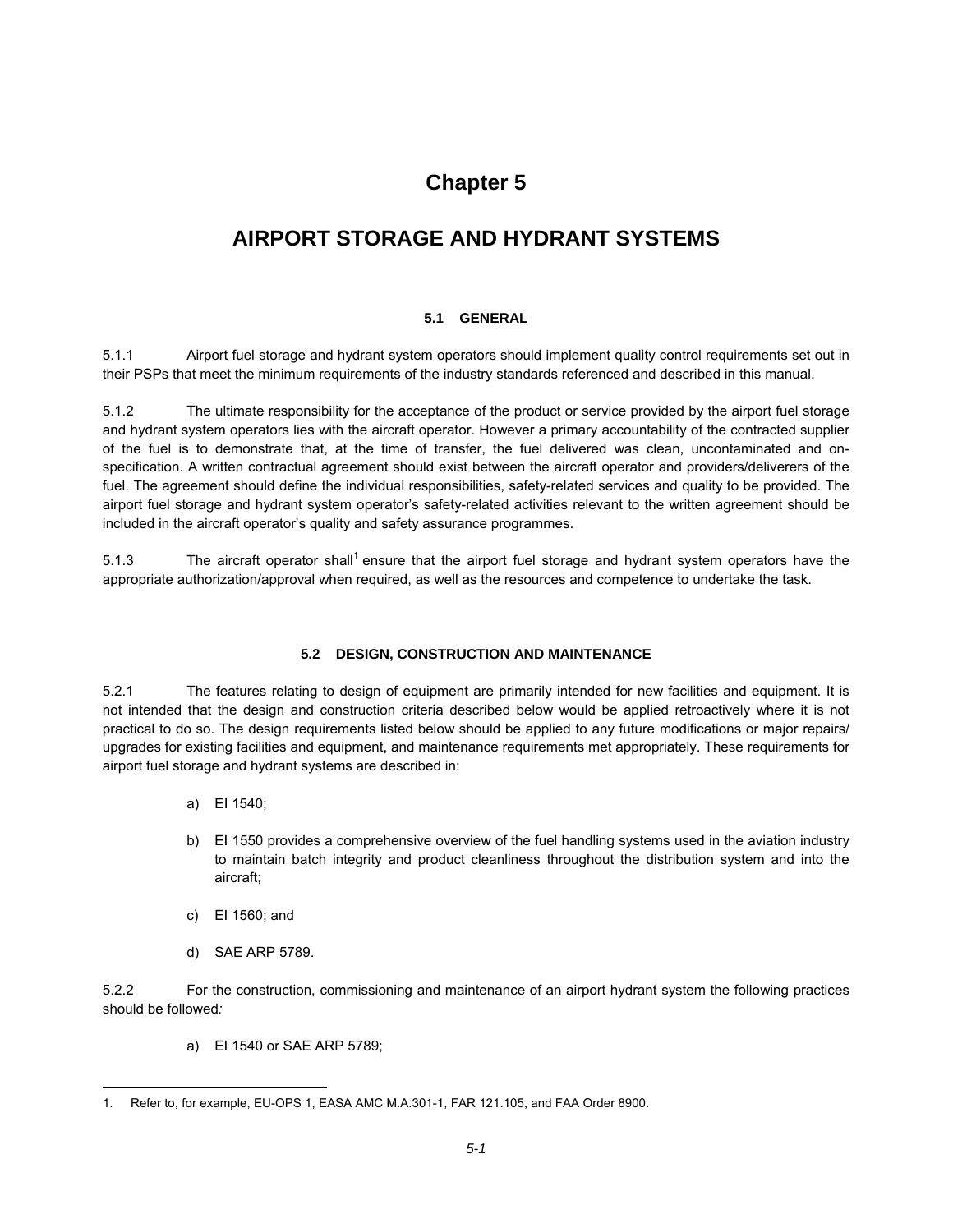# Chapter 5

# AIRPORT STORAGE AND HYDRANT SYSTEMS

### 5.1 GENERAL

5.1.1 Airport fuel storage and hydrant system operators should implement quality control requirements set out in their PSPs that meet the minimum requirements of the industry standards referenced and described in this manual.

5.1.2 The ultimate responsibility for the acceptance of the product or service provided by the airport fuel storage and hydrant system operators lies with the aircraft operator. However a primary accountability of the contracted supplier of the fuel is to demonstrate that, at the time of transfer, the fuel delivered was clean, uncontaminated and on-specification. A written contractual agreement should exist between the aircraft operator and providers/deliverers of the fuel. The agreement should define the individual responsibilities, safety-related services and quality to be provided. The airport fuel storage and hydrant system operator's safety-related activities relevant to the written agreement should be included in the aircraft operator's quality and safety assurance programmes.

5.1.3 The aircraft operator shall[1] ensure that the airport fuel storage and hydrant system operators have the appropriate authorization/approval when required, as well as the resources and competence to undertake the task.

### 5.2 DESIGN, CONSTRUCTION AND MAINTENANCE

5.2.1 The features relating to design of equipment are primarily intended for new facilities and equipment. It is not intended that the design and construction criteria described below would be applied retroactively where it is not practical to do so. The design requirements listed below should be applied to any future modifications or major repairs/ upgrades for existing facilities and equipment, and maintenance requirements met appropriately. These requirements for airport fuel storage and hydrant systems are described in:

a) EI 1540;

b) EI 1550 provides a comprehensive overview of the fuel handling systems used in the aviation industry to maintain batch integrity and product cleanliness throughout the distribution system and into the aircraft;

c) EI 1560; and

d) SAE ARP 5789.

5.2.2 For the construction, commissioning and maintenance of an airport hydrant system the following practices should be followed*:*

a) EI 1540 or SAE ARP 5789;

1. Refer to, for example, EU-OPS 1, EASA AMC M.A.301-1, FAR 121.105, and FAA Order 8900.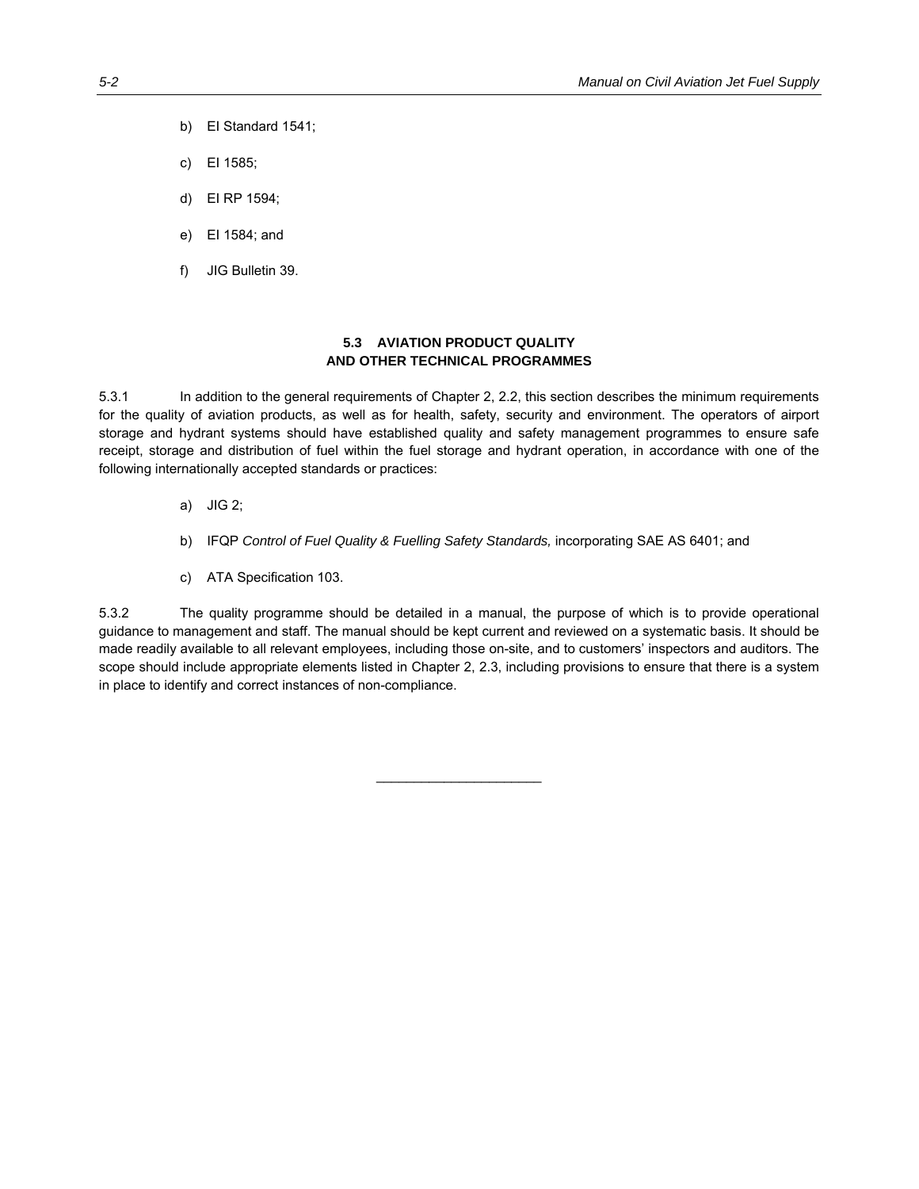b) EI Standard 1541;

c) EI 1585;

d) EI RP 1594;

e) EI 1584; and

f) JIG Bulletin 39.

## 5.3 AVIATION PRODUCT QUALITY AND OTHER TECHNICAL PROGRAMMES

5.3.1 In addition to the general requirements of Chapter 2, 2.2, this section describes the minimum requirements for the quality of aviation products, as well as for health, safety, security and environment. The operators of airport storage and hydrant systems should have established quality and safety management programmes to ensure safe receipt, storage and distribution of fuel within the fuel storage and hydrant operation, in accordance with one of the following internationally accepted standards or practices:

a) JIG 2;

b) IFQP *Control of Fuel Quality & Fuelling Safety Standards,* incorporating SAE AS 6401; and

c) ATA Specification 103.

5.3.2 The quality programme should be detailed in a manual, the purpose of which is to provide operational guidance to management and staff. The manual should be kept current and reviewed on a systematic basis. It should be made readily available to all relevant employees, including those on-site, and to customers' inspectors and auditors. The scope should include appropriate elements listed in Chapter 2, 2.3, including provisions to ensure that there is a system in place to identify and correct instances of non-compliance.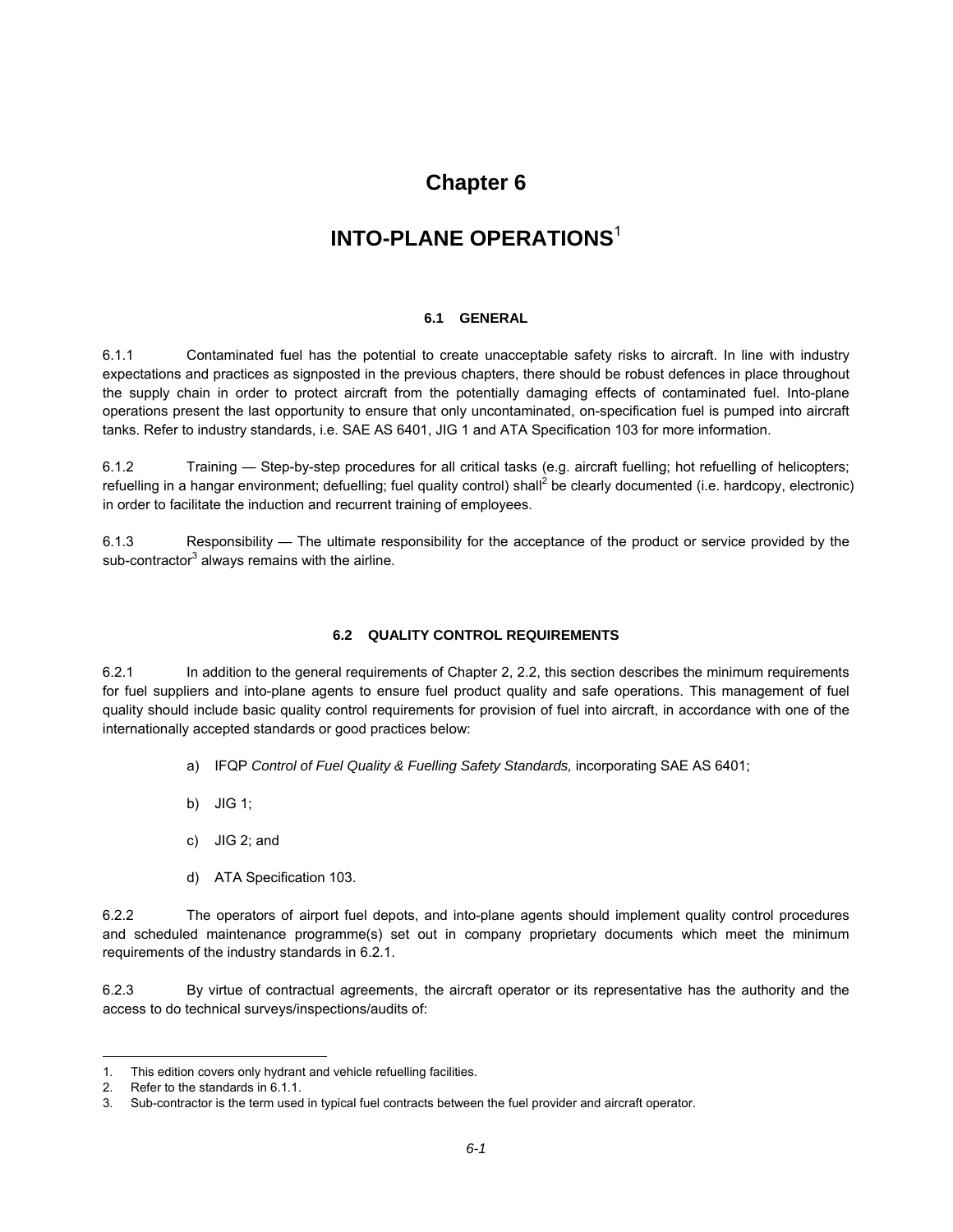# Chapter 6

# INTO-PLANE OPERATIONS[1]

### 6.1 GENERAL

6.1.1 Contaminated fuel has the potential to create unacceptable safety risks to aircraft. In line with industry expectations and practices as signposted in the previous chapters, there should be robust defences in place throughout the supply chain in order to protect aircraft from the potentially damaging effects of contaminated fuel. Into-plane operations present the last opportunity to ensure that only uncontaminated, on-specification fuel is pumped into aircraft tanks. Refer to industry standards, i.e. SAE AS 6401, JIG 1 and ATA Specification 103 for more information.

6.1.2 Training — Step-by-step procedures for all critical tasks (e.g. aircraft fuelling; hot refuelling of helicopters; refuelling in a hangar environment; defuelling; fuel quality control) shall[2] be clearly documented (i.e. hardcopy, electronic) in order to facilitate the induction and recurrent training of employees.

6.1.3 Responsibility — The ultimate responsibility for the acceptance of the product or service provided by the sub-contractor[3] always remains with the airline.

### 6.2 QUALITY CONTROL REQUIREMENTS

6.2.1 In addition to the general requirements of Chapter 2, 2.2, this section describes the minimum requirements for fuel suppliers and into-plane agents to ensure fuel product quality and safe operations. This management of fuel quality should include basic quality control requirements for provision of fuel into aircraft, in accordance with one of the internationally accepted standards or good practices below:

a) IFQP *Control of Fuel Quality & Fuelling Safety Standards,* incorporating SAE AS 6401;

b) JIG 1;

c) JIG 2; and

d) ATA Specification 103.

6.2.2 The operators of airport fuel depots, and into-plane agents should implement quality control procedures and scheduled maintenance programme(s) set out in company proprietary documents which meet the minimum requirements of the industry standards in 6.2.1.

6.2.3 By virtue of contractual agreements, the aircraft operator or its representative has the authority and the access to do technical surveys/inspections/audits of:

---

1. This edition covers only hydrant and vehicle refuelling facilities.
2. Refer to the standards in 6.1.1.
3. Sub-contractor is the term used in typical fuel contracts between the fuel provider and aircraft operator.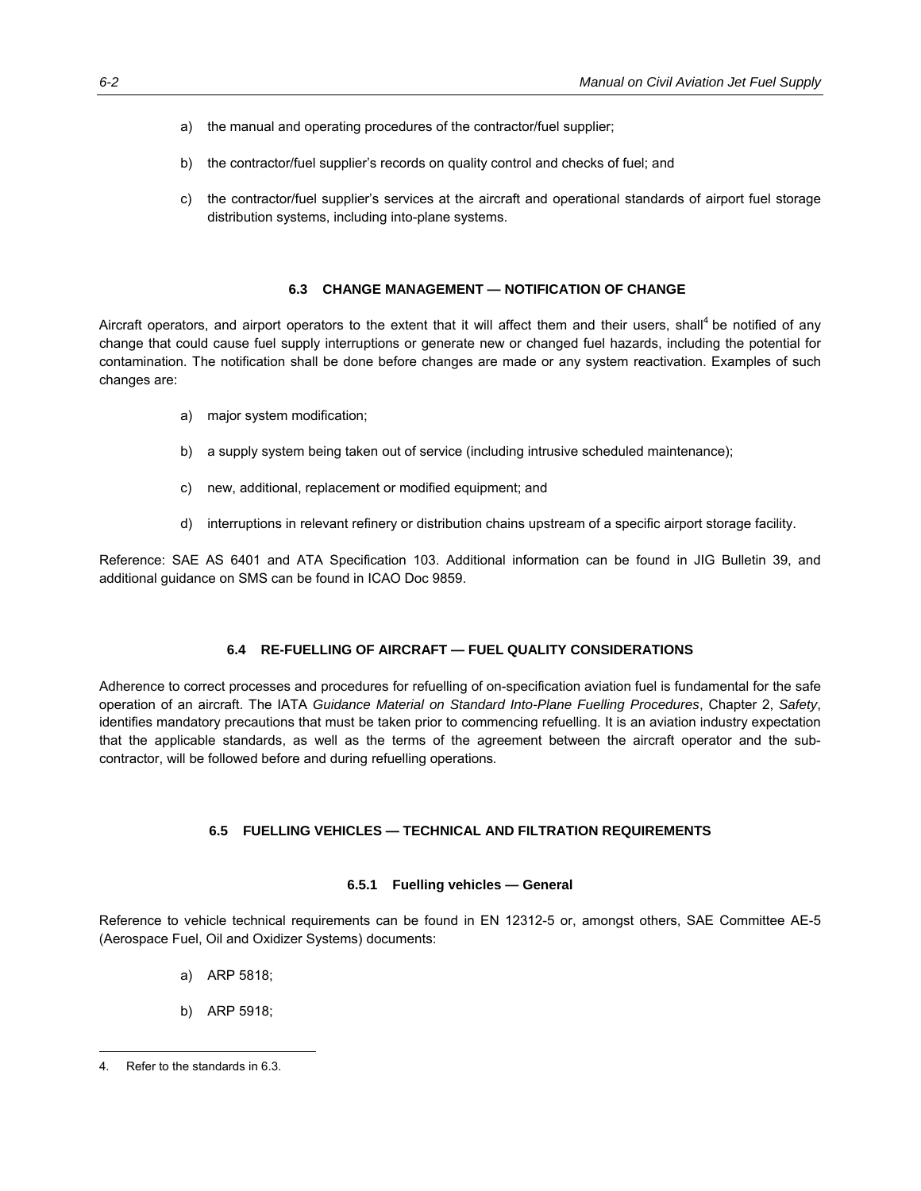a) the manual and operating procedures of the contractor/fuel supplier;

b) the contractor/fuel supplier's records on quality control and checks of fuel; and

c) the contractor/fuel supplier's services at the aircraft and operational standards of airport fuel storage distribution systems, including into-plane systems.

## 6.3 CHANGE MANAGEMENT — NOTIFICATION OF CHANGE

Aircraft operators, and airport operators to the extent that it will affect them and their users, shall[4] be notified of any change that could cause fuel supply interruptions or generate new or changed fuel hazards, including the potential for contamination. The notification shall be done before changes are made or any system reactivation. Examples of such changes are:

a) major system modification;

b) a supply system being taken out of service (including intrusive scheduled maintenance);

c) new, additional, replacement or modified equipment; and

d) interruptions in relevant refinery or distribution chains upstream of a specific airport storage facility.

Reference: SAE AS 6401 and ATA Specification 103. Additional information can be found in JIG Bulletin 39, and additional guidance on SMS can be found in ICAO Doc 9859.

## 6.4 RE-FUELLING OF AIRCRAFT — FUEL QUALITY CONSIDERATIONS

Adherence to correct processes and procedures for refuelling of on-specification aviation fuel is fundamental for the safe operation of an aircraft. The IATA *Guidance Material on Standard Into-Plane Fuelling Procedures*, Chapter 2, *Safety*, identifies mandatory precautions that must be taken prior to commencing refuelling. It is an aviation industry expectation that the applicable standards, as well as the terms of the agreement between the aircraft operator and the sub-contractor, will be followed before and during refuelling operations.

## 6.5 FUELLING VEHICLES — TECHNICAL AND FILTRATION REQUIREMENTS

### 6.5.1 Fuelling vehicles — General

Reference to vehicle technical requirements can be found in EN 12312-5 or, amongst others, SAE Committee AE-5 (Aerospace Fuel, Oil and Oxidizer Systems) documents:

a) ARP 5818;

b) ARP 5918;

---

4. Refer to the standards in 6.3.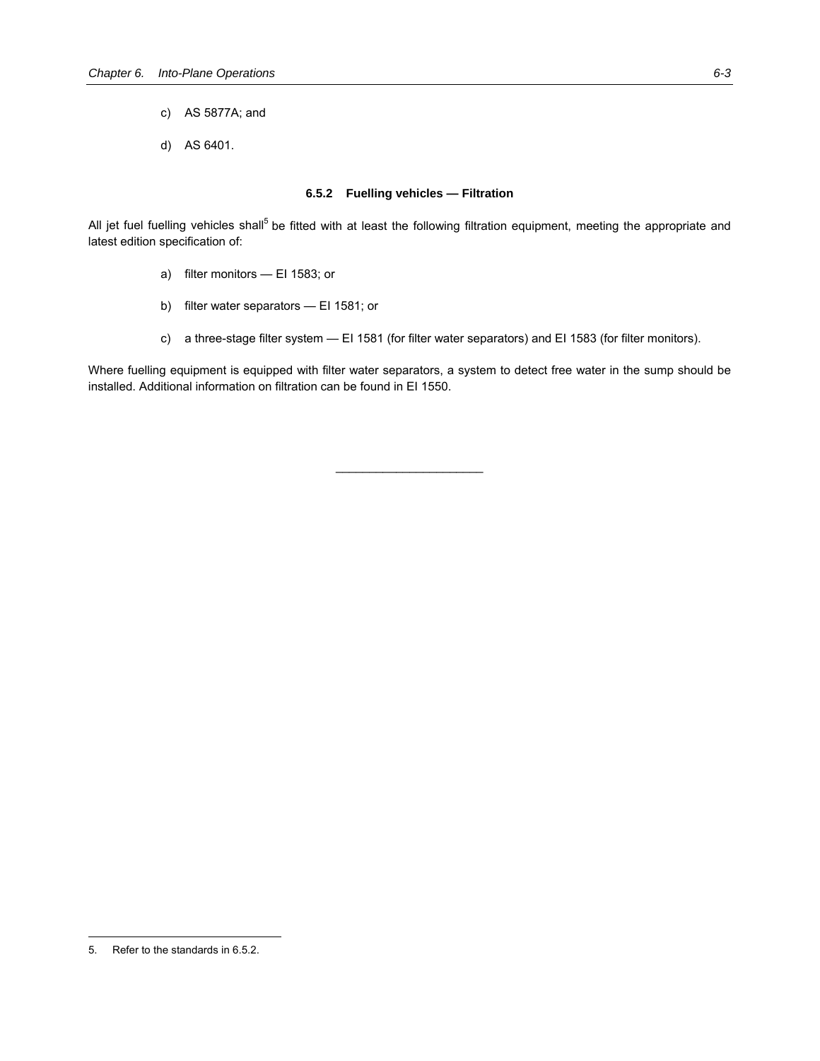c) AS 5877A; and

d) AS 6401.

#### 6.5.2 Fuelling vehicles — Filtration

All jet fuel fuelling vehicles shall[5] be fitted with at least the following filtration equipment, meeting the appropriate and latest edition specification of:

a) filter monitors — EI 1583; or

b) filter water separators — EI 1581; or

c) a three-stage filter system — EI 1581 (for filter water separators) and EI 1583 (for filter monitors).

Where fuelling equipment is equipped with filter water separators, a system to detect free water in the sump should be installed. Additional information on filtration can be found in EI 1550.

---

5. Refer to the standards in 6.5.2.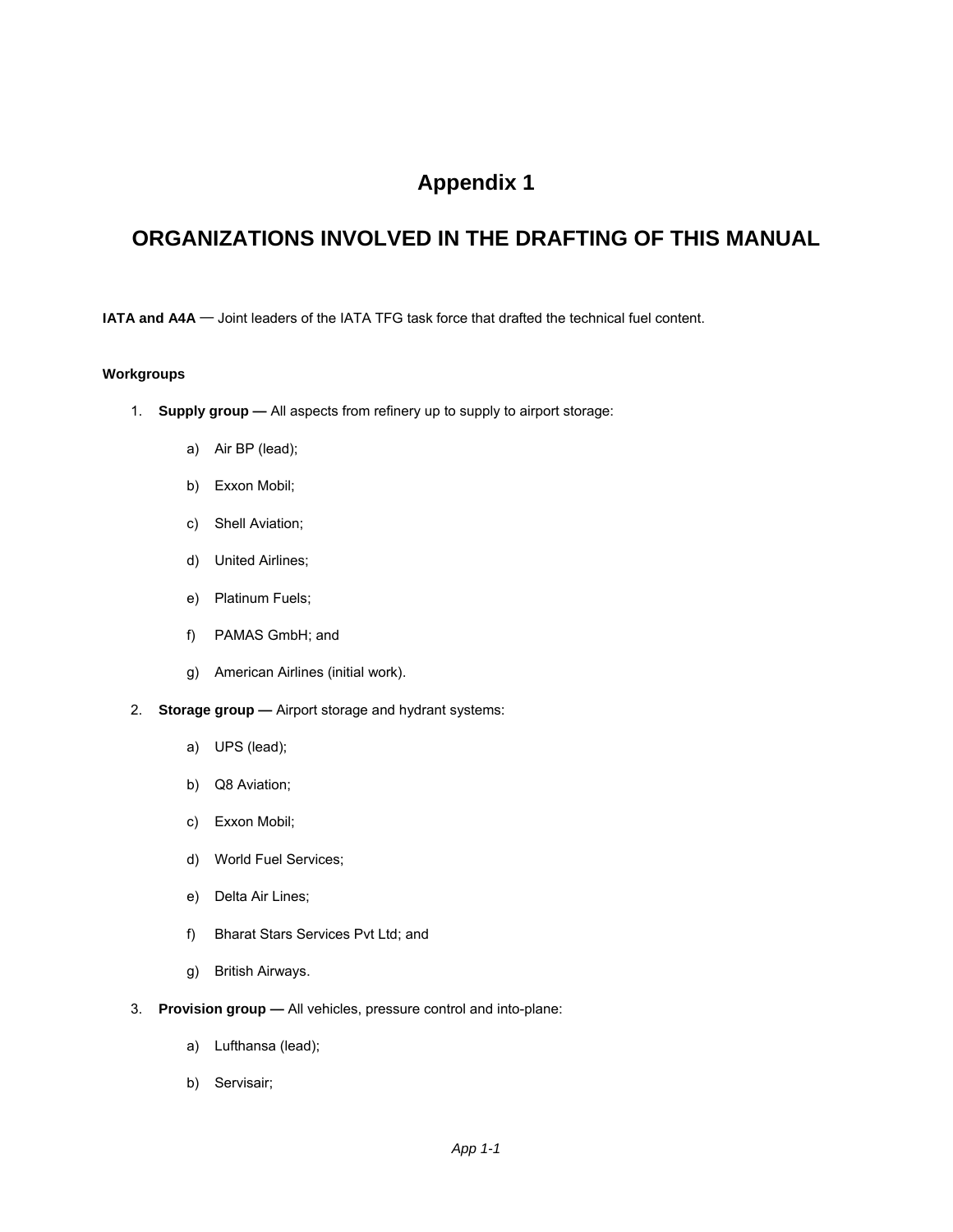# Appendix 1

# ORGANIZATIONS INVOLVED IN THE DRAFTING OF THIS MANUAL

**IATA and A4A** — Joint leaders of the IATA TFG task force that drafted the technical fuel content.

**Workgroups**

1. **Supply group —** All aspects from refinery up to supply to airport storage:

   a) Air BP (lead);

   b) Exxon Mobil;

   c) Shell Aviation;

   d) United Airlines;

   e) Platinum Fuels;

   f) PAMAS GmbH; and

   g) American Airlines (initial work).

2. **Storage group —** Airport storage and hydrant systems:

   a) UPS (lead);

   b) Q8 Aviation;

   c) Exxon Mobil;

   d) World Fuel Services;

   e) Delta Air Lines;

   f) Bharat Stars Services Pvt Ltd; and

   g) British Airways.

3. **Provision group —** All vehicles, pressure control and into-plane:

   a) Lufthansa (lead);

   b) Servisair;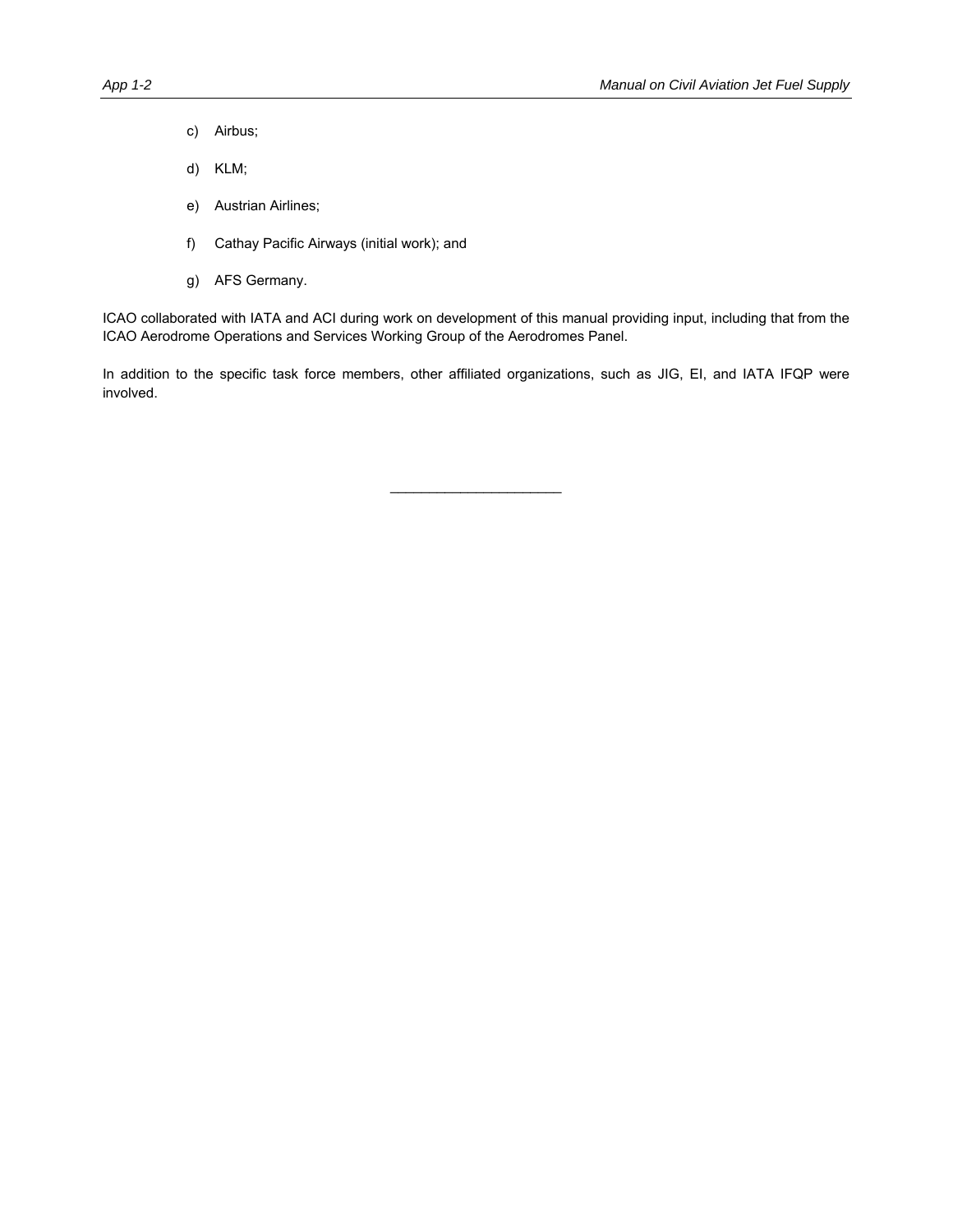c) Airbus;

d) KLM;

e) Austrian Airlines;

f) Cathay Pacific Airways (initial work); and

g) AFS Germany.

ICAO collaborated with IATA and ACI during work on development of this manual providing input, including that from the ICAO Aerodrome Operations and Services Working Group of the Aerodromes Panel.

In addition to the specific task force members, other affiliated organizations, such as JIG, EI, and IATA IFQP were involved.

______________________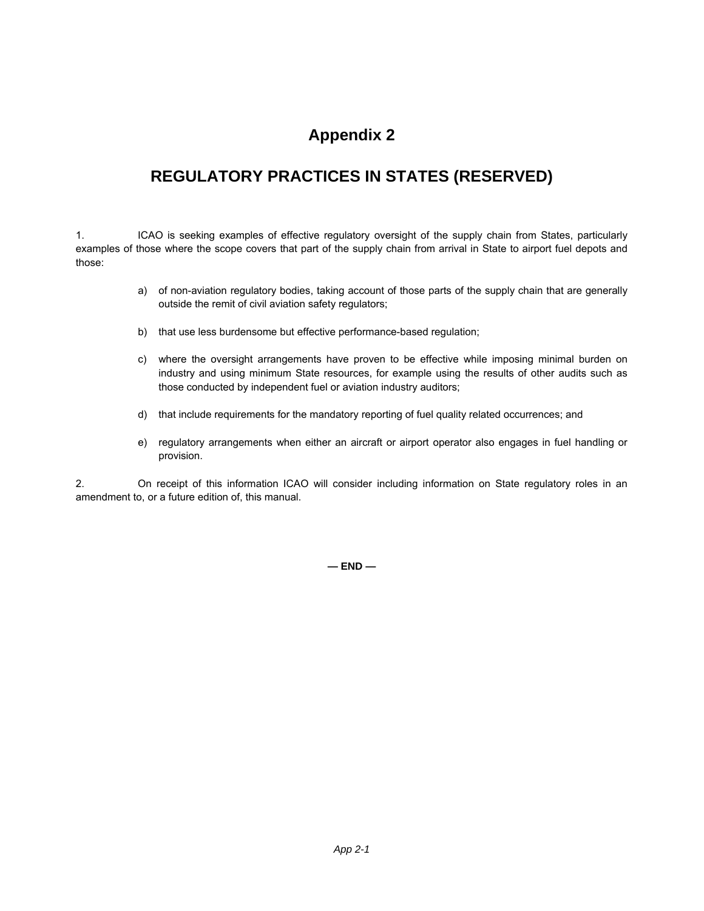# Appendix 2

# REGULATORY PRACTICES IN STATES (RESERVED)

1. ICAO is seeking examples of effective regulatory oversight of the supply chain from States, particularly examples of those where the scope covers that part of the supply chain from arrival in State to airport fuel depots and those:

   a) of non-aviation regulatory bodies, taking account of those parts of the supply chain that are generally outside the remit of civil aviation safety regulators;

   b) that use less burdensome but effective performance-based regulation;

   c) where the oversight arrangements have proven to be effective while imposing minimal burden on industry and using minimum State resources, for example using the results of other audits such as those conducted by independent fuel or aviation industry auditors;

   d) that include requirements for the mandatory reporting of fuel quality related occurrences; and

   e) regulatory arrangements when either an aircraft or airport operator also engages in fuel handling or provision.

2. On receipt of this information ICAO will consider including information on State regulatory roles in an amendment to, or a future edition of, this manual.

**— END —**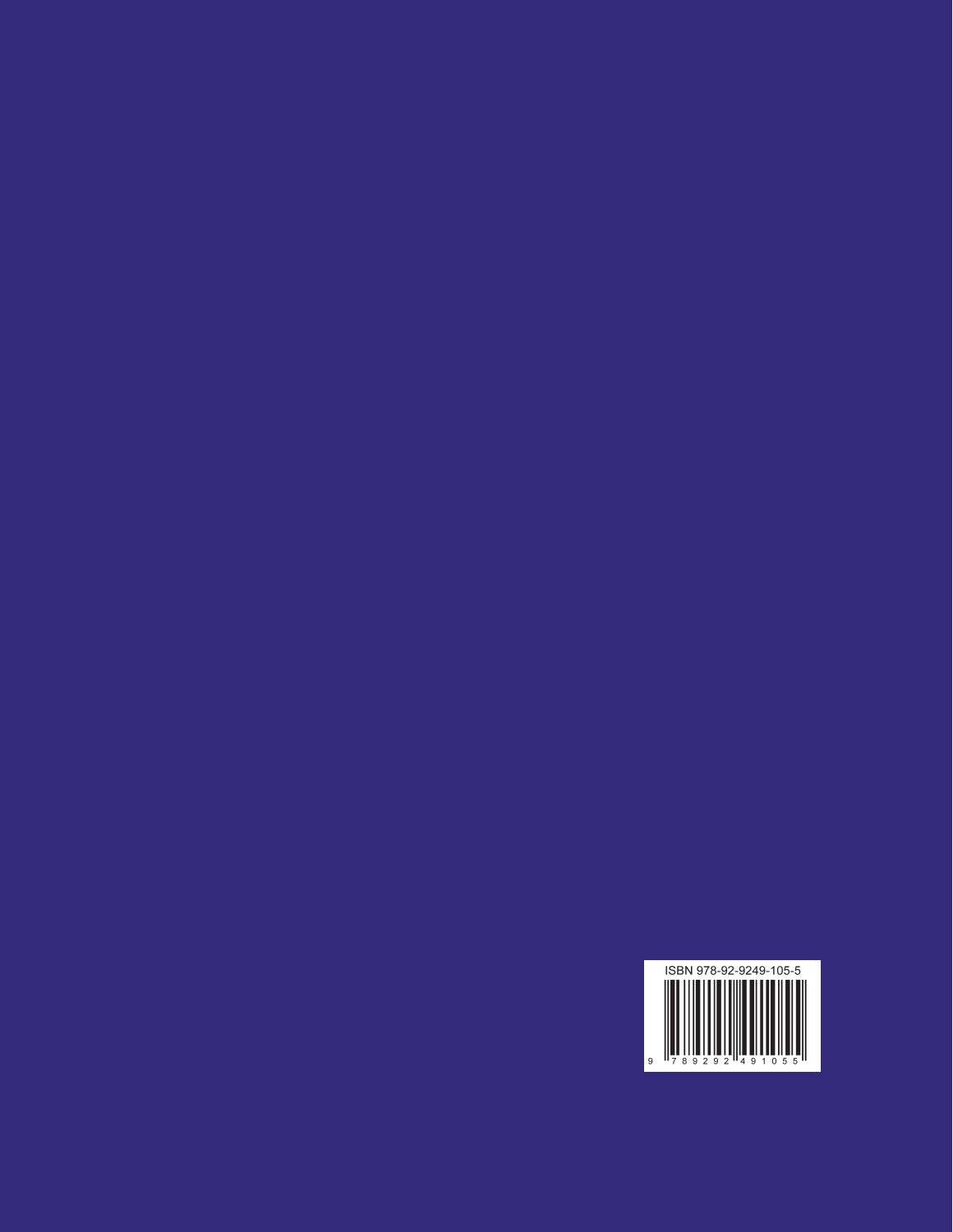ISBN 978-92-9249-105-5

9 789292 491055